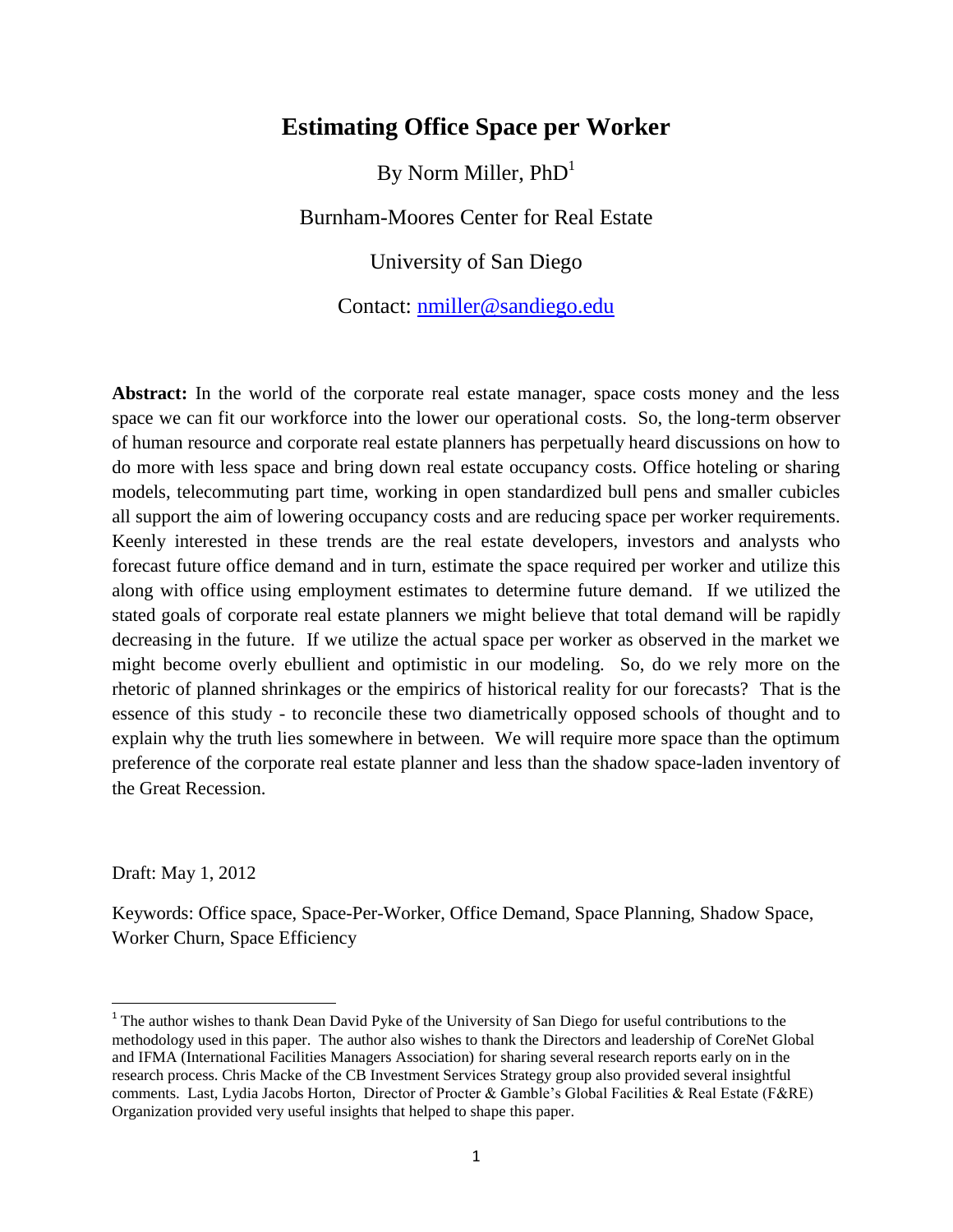# Estimating Office Space per Worker

By Norm Miller, PhD[1]

Burnham-Moores Center for Real Estate

University of San Diego

Contact: nmiller@sandiego.edu

**Abstract:** In the world of the corporate real estate manager, space costs money and the less space we can fit our workforce into the lower our operational costs. So, the long-term observer of human resource and corporate real estate planners has perpetually heard discussions on how to do more with less space and bring down real estate occupancy costs. Office hoteling or sharing models, telecommuting part time, working in open standardized bull pens and smaller cubicles all support the aim of lowering occupancy costs and are reducing space per worker requirements. Keenly interested in these trends are the real estate developers, investors and analysts who forecast future office demand and in turn, estimate the space required per worker and utilize this along with office using employment estimates to determine future demand. If we utilized the stated goals of corporate real estate planners we might believe that total demand will be rapidly decreasing in the future. If we utilize the actual space per worker as observed in the market we might become overly ebullient and optimistic in our modeling. So, do we rely more on the rhetoric of planned shrinkages or the empirics of historical reality for our forecasts? That is the essence of this study - to reconcile these two diametrically opposed schools of thought and to explain why the truth lies somewhere in between. We will require more space than the optimum preference of the corporate real estate planner and less than the shadow space-laden inventory of the Great Recession.

Draft: May 1, 2012

Keywords: Office space, Space-Per-Worker, Office Demand, Space Planning, Shadow Space, Worker Churn, Space Efficiency

[1] The author wishes to thank Dean David Pyke of the University of San Diego for useful contributions to the methodology used in this paper. The author also wishes to thank the Directors and leadership of CoreNet Global and IFMA (International Facilities Managers Association) for sharing several research reports early on in the research process. Chris Macke of the CB Investment Services Strategy group also provided several insightful comments. Last, Lydia Jacobs Horton, Director of Procter & Gamble's Global Facilities & Real Estate (F&RE) Organization provided very useful insights that helped to shape this paper.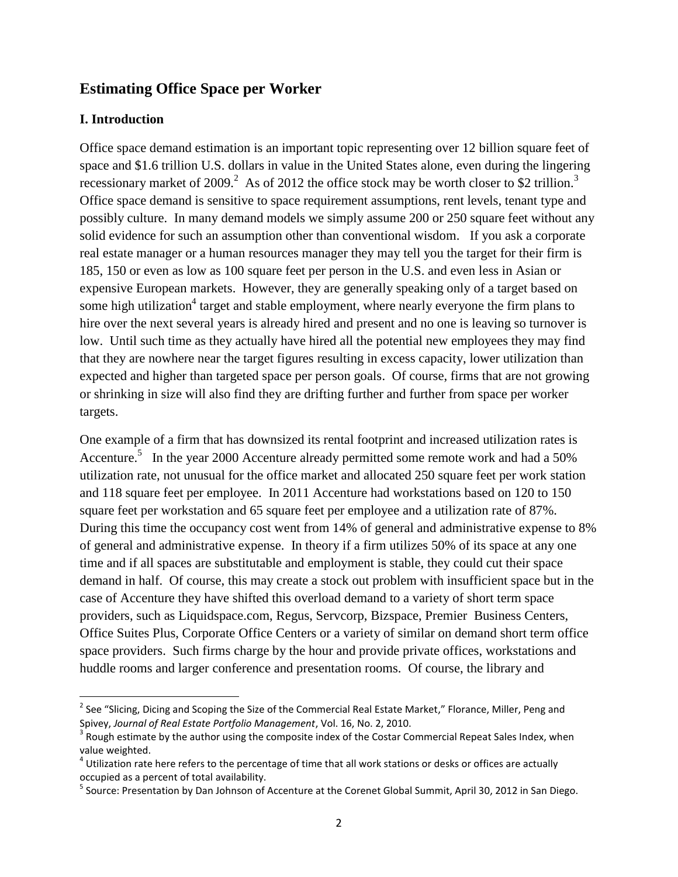## Estimating Office Space per Worker

### I. Introduction

Office space demand estimation is an important topic representing over 12 billion square feet of space and $1.6 trillion U.S. dollars in value in the United States alone, even during the lingering recessionary market of 2009.[2] As of 2012 the office stock may be worth closer to $2 trillion.[3] Office space demand is sensitive to space requirement assumptions, rent levels, tenant type and possibly culture. In many demand models we simply assume 200 or 250 square feet without any solid evidence for such an assumption other than conventional wisdom. If you ask a corporate real estate manager or a human resources manager they may tell you the target for their firm is 185, 150 or even as low as 100 square feet per person in the U.S. and even less in Asian or expensive European markets. However, they are generally speaking only of a target based on some high utilization[4] target and stable employment, where nearly everyone the firm plans to hire over the next several years is already hired and present and no one is leaving so turnover is low. Until such time as they actually have hired all the potential new employees they may find that they are nowhere near the target figures resulting in excess capacity, lower utilization than expected and higher than targeted space per person goals. Of course, firms that are not growing or shrinking in size will also find they are drifting further and further from space per worker targets.

One example of a firm that has downsized its rental footprint and increased utilization rates is Accenture.[5] In the year 2000 Accenture already permitted some remote work and had a 50% utilization rate, not unusual for the office market and allocated 250 square feet per work station and 118 square feet per employee. In 2011 Accenture had workstations based on 120 to 150 square feet per workstation and 65 square feet per employee and a utilization rate of 87%. During this time the occupancy cost went from 14% of general and administrative expense to 8% of general and administrative expense. In theory if a firm utilizes 50% of its space at any one time and if all spaces are substitutable and employment is stable, they could cut their space demand in half. Of course, this may create a stock out problem with insufficient space but in the case of Accenture they have shifted this overload demand to a variety of short term space providers, such as Liquidspace.com, Regus, Servcorp, Bizspace, Premier Business Centers, Office Suites Plus, Corporate Office Centers or a variety of similar on demand short term office space providers. Such firms charge by the hour and provide private offices, workstations and huddle rooms and larger conference and presentation rooms. Of course, the library and

---

[2] See "Slicing, Dicing and Scoping the Size of the Commercial Real Estate Market," Florance, Miller, Peng and Spivey, *Journal of Real Estate Portfolio Management*, Vol. 16, No. 2, 2010.

[3] Rough estimate by the author using the composite index of the Costar Commercial Repeat Sales Index, when value weighted.

[4] Utilization rate here refers to the percentage of time that all work stations or desks or offices are actually occupied as a percent of total availability.

[5] Source: Presentation by Dan Johnson of Accenture at the Corenet Global Summit, April 30, 2012 in San Diego.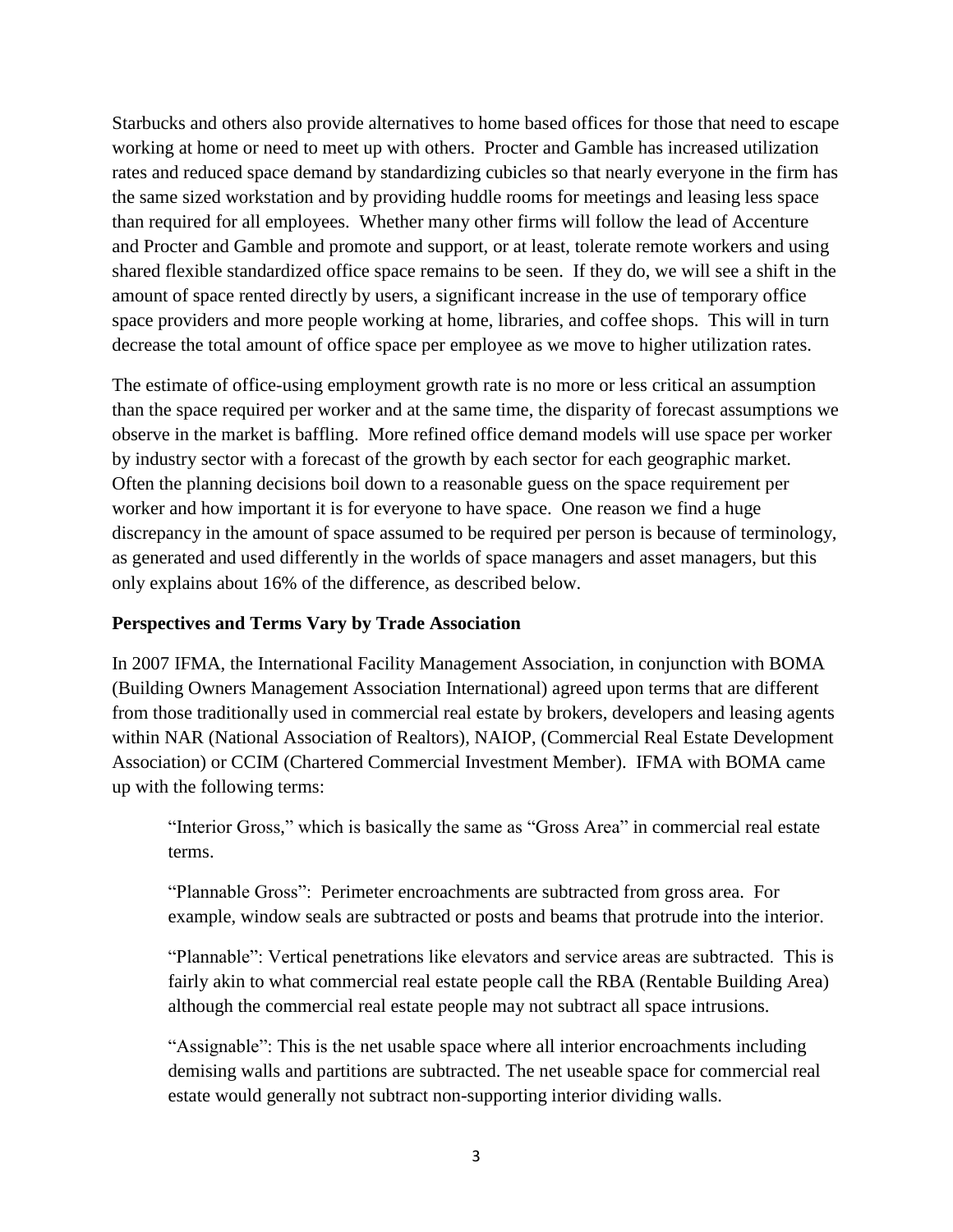Starbucks and others also provide alternatives to home based offices for those that need to escape working at home or need to meet up with others. Procter and Gamble has increased utilization rates and reduced space demand by standardizing cubicles so that nearly everyone in the firm has the same sized workstation and by providing huddle rooms for meetings and leasing less space than required for all employees. Whether many other firms will follow the lead of Accenture and Procter and Gamble and promote and support, or at least, tolerate remote workers and using shared flexible standardized office space remains to be seen. If they do, we will see a shift in the amount of space rented directly by users, a significant increase in the use of temporary office space providers and more people working at home, libraries, and coffee shops. This will in turn decrease the total amount of office space per employee as we move to higher utilization rates.

The estimate of office-using employment growth rate is no more or less critical an assumption than the space required per worker and at the same time, the disparity of forecast assumptions we observe in the market is baffling. More refined office demand models will use space per worker by industry sector with a forecast of the growth by each sector for each geographic market. Often the planning decisions boil down to a reasonable guess on the space requirement per worker and how important it is for everyone to have space. One reason we find a huge discrepancy in the amount of space assumed to be required per person is because of terminology, as generated and used differently in the worlds of space managers and asset managers, but this only explains about 16% of the difference, as described below.

**Perspectives and Terms Vary by Trade Association**

In 2007 IFMA, the International Facility Management Association, in conjunction with BOMA (Building Owners Management Association International) agreed upon terms that are different from those traditionally used in commercial real estate by brokers, developers and leasing agents within NAR (National Association of Realtors), NAIOP, (Commercial Real Estate Development Association) or CCIM (Chartered Commercial Investment Member). IFMA with BOMA came up with the following terms:

> "Interior Gross," which is basically the same as "Gross Area" in commercial real estate terms.
>
> "Plannable Gross": Perimeter encroachments are subtracted from gross area. For example, window seals are subtracted or posts and beams that protrude into the interior.
>
> "Plannable": Vertical penetrations like elevators and service areas are subtracted. This is fairly akin to what commercial real estate people call the RBA (Rentable Building Area) although the commercial real estate people may not subtract all space intrusions.
>
> "Assignable": This is the net usable space where all interior encroachments including demising walls and partitions are subtracted. The net useable space for commercial real estate would generally not subtract non-supporting interior dividing walls.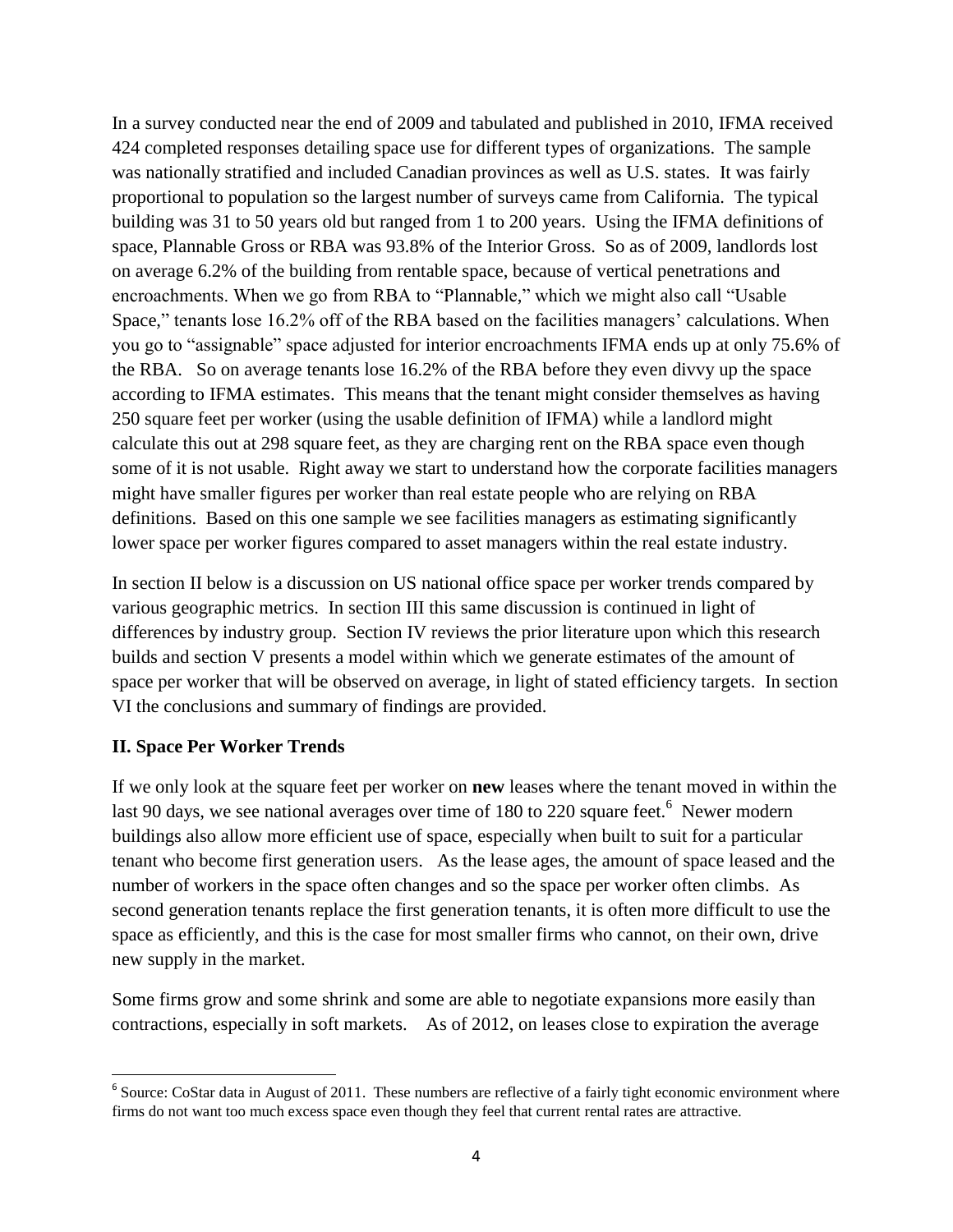In a survey conducted near the end of 2009 and tabulated and published in 2010, IFMA received 424 completed responses detailing space use for different types of organizations. The sample was nationally stratified and included Canadian provinces as well as U.S. states. It was fairly proportional to population so the largest number of surveys came from California. The typical building was 31 to 50 years old but ranged from 1 to 200 years. Using the IFMA definitions of space, Plannable Gross or RBA was 93.8% of the Interior Gross. So as of 2009, landlords lost on average 6.2% of the building from rentable space, because of vertical penetrations and encroachments. When we go from RBA to "Plannable," which we might also call "Usable Space," tenants lose 16.2% off of the RBA based on the facilities managers' calculations. When you go to "assignable" space adjusted for interior encroachments IFMA ends up at only 75.6% of the RBA. So on average tenants lose 16.2% of the RBA before they even divvy up the space according to IFMA estimates. This means that the tenant might consider themselves as having 250 square feet per worker (using the usable definition of IFMA) while a landlord might calculate this out at 298 square feet, as they are charging rent on the RBA space even though some of it is not usable. Right away we start to understand how the corporate facilities managers might have smaller figures per worker than real estate people who are relying on RBA definitions. Based on this one sample we see facilities managers as estimating significantly lower space per worker figures compared to asset managers within the real estate industry.

In section II below is a discussion on US national office space per worker trends compared by various geographic metrics. In section III this same discussion is continued in light of differences by industry group. Section IV reviews the prior literature upon which this research builds and section V presents a model within which we generate estimates of the amount of space per worker that will be observed on average, in light of stated efficiency targets. In section VI the conclusions and summary of findings are provided.

## II. Space Per Worker Trends

If we only look at the square feet per worker on **new** leases where the tenant moved in within the last 90 days, we see national averages over time of 180 to 220 square feet.[6] Newer modern buildings also allow more efficient use of space, especially when built to suit for a particular tenant who become first generation users. As the lease ages, the amount of space leased and the number of workers in the space often changes and so the space per worker often climbs. As second generation tenants replace the first generation tenants, it is often more difficult to use the space as efficiently, and this is the case for most smaller firms who cannot, on their own, drive new supply in the market.

Some firms grow and some shrink and some are able to negotiate expansions more easily than contractions, especially in soft markets. As of 2012, on leases close to expiration the average

[6] Source: CoStar data in August of 2011. These numbers are reflective of a fairly tight economic environment where firms do not want too much excess space even though they feel that current rental rates are attractive.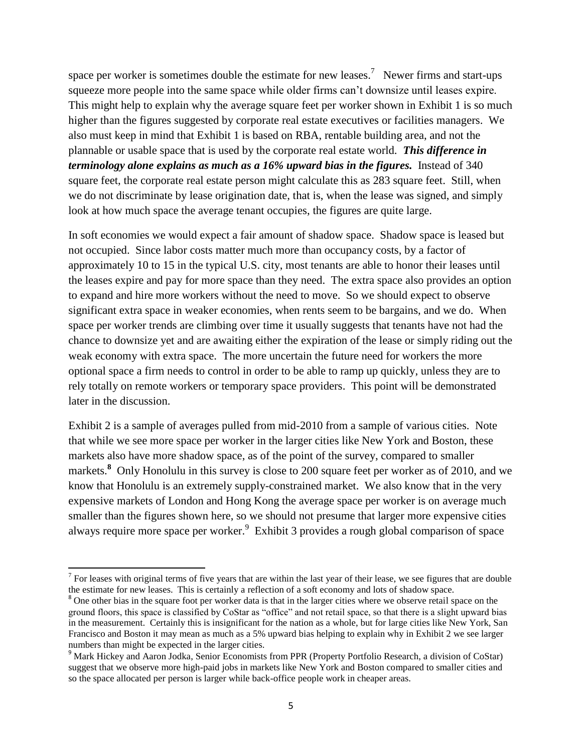space per worker is sometimes double the estimate for new leases.[7] Newer firms and start-ups squeeze more people into the same space while older firms can't downsize until leases expire. This might help to explain why the average square feet per worker shown in Exhibit 1 is so much higher than the figures suggested by corporate real estate executives or facilities managers. We also must keep in mind that Exhibit 1 is based on RBA, rentable building area, and not the plannable or usable space that is used by the corporate real estate world. ***This difference in terminology alone explains as much as a 16% upward bias in the figures.*** Instead of 340 square feet, the corporate real estate person might calculate this as 283 square feet. Still, when we do not discriminate by lease origination date, that is, when the lease was signed, and simply look at how much space the average tenant occupies, the figures are quite large.

In soft economies we would expect a fair amount of shadow space. Shadow space is leased but not occupied. Since labor costs matter much more than occupancy costs, by a factor of approximately 10 to 15 in the typical U.S. city, most tenants are able to honor their leases until the leases expire and pay for more space than they need. The extra space also provides an option to expand and hire more workers without the need to move. So we should expect to observe significant extra space in weaker economies, when rents seem to be bargains, and we do. When space per worker trends are climbing over time it usually suggests that tenants have not had the chance to downsize yet and are awaiting either the expiration of the lease or simply riding out the weak economy with extra space. The more uncertain the future need for workers the more optional space a firm needs to control in order to be able to ramp up quickly, unless they are to rely totally on remote workers or temporary space providers. This point will be demonstrated later in the discussion.

Exhibit 2 is a sample of averages pulled from mid-2010 from a sample of various cities. Note that while we see more space per worker in the larger cities like New York and Boston, these markets also have more shadow space, as of the point of the survey, compared to smaller markets.[8] Only Honolulu in this survey is close to 200 square feet per worker as of 2010, and we know that Honolulu is an extremely supply-constrained market. We also know that in the very expensive markets of London and Hong Kong the average space per worker is on average much smaller than the figures shown here, so we should not presume that larger more expensive cities always require more space per worker.[9] Exhibit 3 provides a rough global comparison of space

---

[7] For leases with original terms of five years that are within the last year of their lease, we see figures that are double the estimate for new leases. This is certainly a reflection of a soft economy and lots of shadow space.

[8] One other bias in the square foot per worker data is that in the larger cities where we observe retail space on the ground floors, this space is classified by CoStar as "office" and not retail space, so that there is a slight upward bias in the measurement. Certainly this is insignificant for the nation as a whole, but for large cities like New York, San Francisco and Boston it may mean as much as a 5% upward bias helping to explain why in Exhibit 2 we see larger numbers than might be expected in the larger cities.

[9] Mark Hickey and Aaron Jodka, Senior Economists from PPR (Property Portfolio Research, a division of CoStar) suggest that we observe more high-paid jobs in markets like New York and Boston compared to smaller cities and so the space allocated per person is larger while back-office people work in cheaper areas.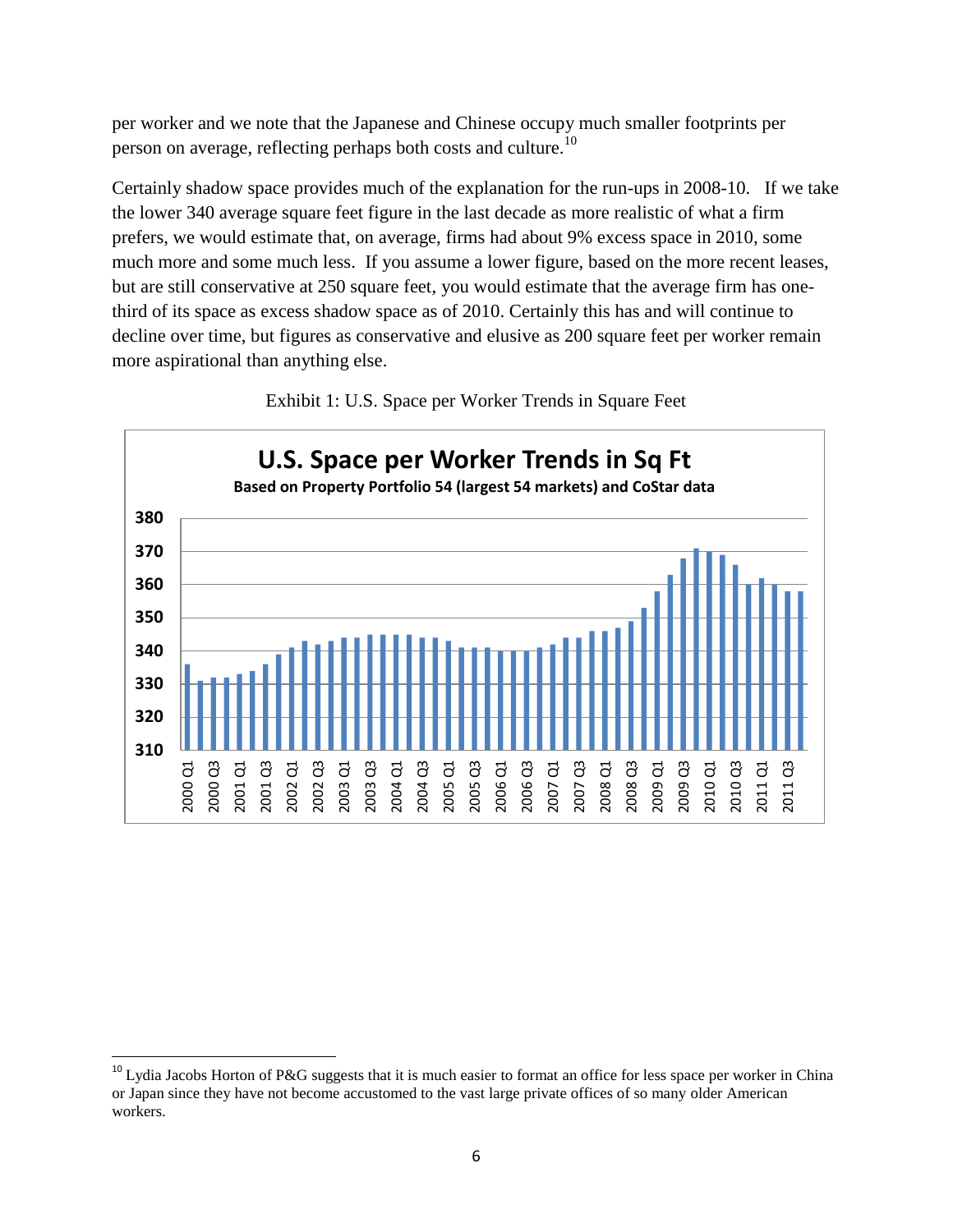per worker and we note that the Japanese and Chinese occupy much smaller footprints per person on average, reflecting perhaps both costs and culture.[10]

Certainly shadow space provides much of the explanation for the run-ups in 2008-10. If we take the lower 340 average square feet figure in the last decade as more realistic of what a firm prefers, we would estimate that, on average, firms had about 9% excess space in 2010, some much more and some much less. If you assume a lower figure, based on the more recent leases, but are still conservative at 250 square feet, you would estimate that the average firm has one-third of its space as excess shadow space as of 2010. Certainly this has and will continue to decline over time, but figures as conservative and elusive as 200 square feet per worker remain more aspirational than anything else.

Exhibit 1: U.S. Space per Worker Trends in Square Feet

**U.S. Space per Worker Trends in Sq Ft**

**Based on Property Portfolio 54 (largest 54 markets) and CoStar data**

[10] Lydia Jacobs Horton of P&G suggests that it is much easier to format an office for less space per worker in China or Japan since they have not become accustomed to the vast large private offices of so many older American workers.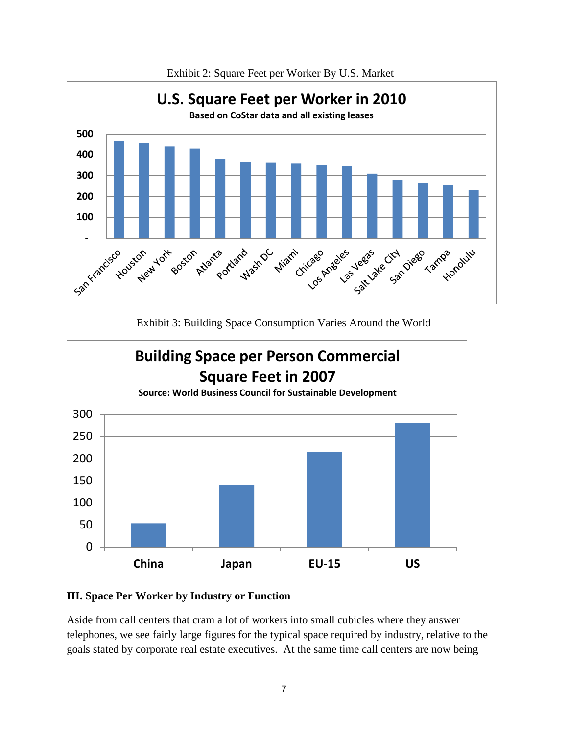Exhibit 2: Square Feet per Worker By U.S. Market

Exhibit 3: Building Space Consumption Varies Around the World

### III. Space Per Worker by Industry or Function

Aside from call centers that cram a lot of workers into small cubicles where they answer telephones, we see fairly large figures for the typical space required by industry, relative to the goals stated by corporate real estate executives. At the same time call centers are now being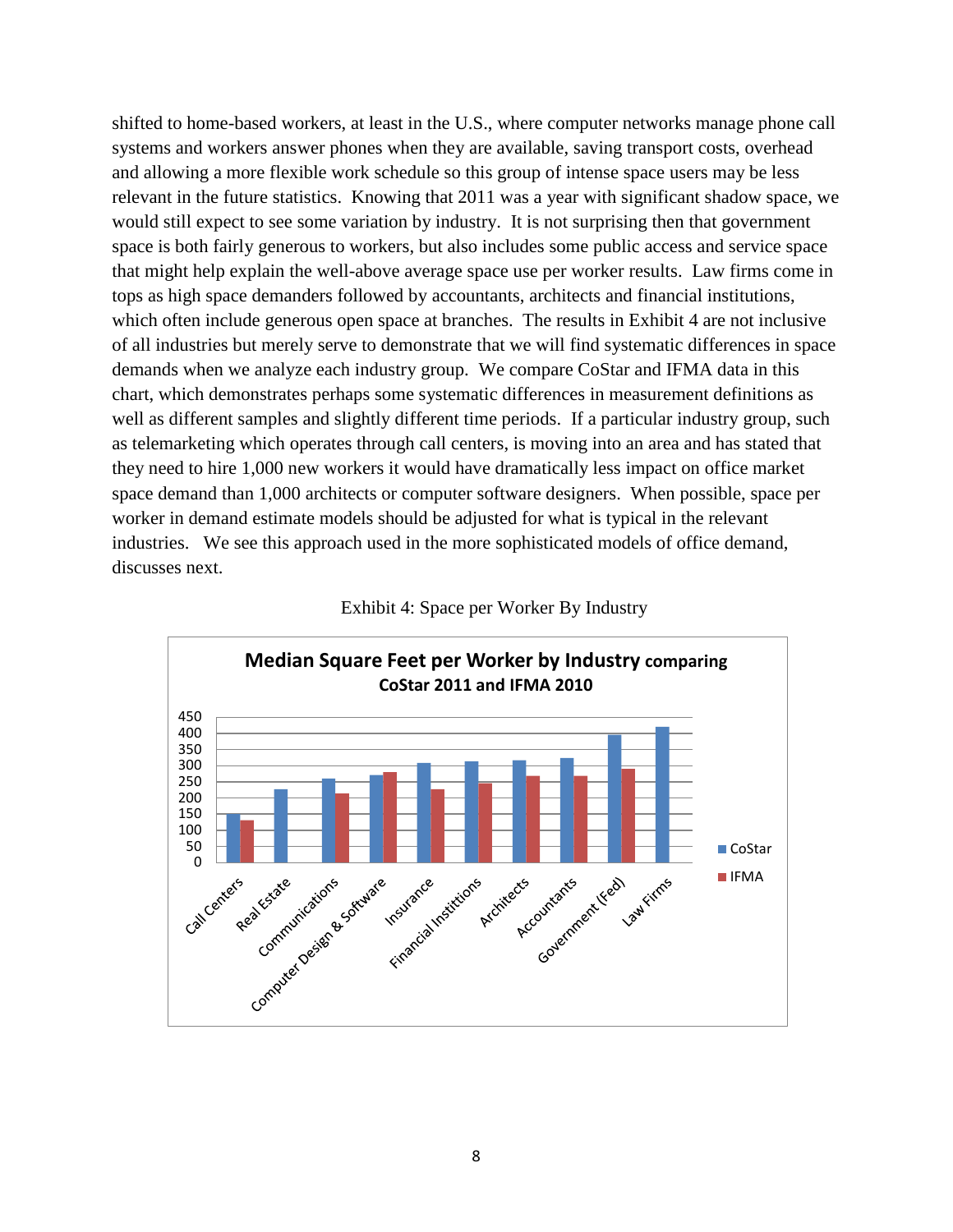shifted to home-based workers, at least in the U.S., where computer networks manage phone call systems and workers answer phones when they are available, saving transport costs, overhead and allowing a more flexible work schedule so this group of intense space users may be less relevant in the future statistics. Knowing that 2011 was a year with significant shadow space, we would still expect to see some variation by industry. It is not surprising then that government space is both fairly generous to workers, but also includes some public access and service space that might help explain the well-above average space use per worker results. Law firms come in tops as high space demanders followed by accountants, architects and financial institutions, which often include generous open space at branches. The results in Exhibit 4 are not inclusive of all industries but merely serve to demonstrate that we will find systematic differences in space demands when we analyze each industry group. We compare CoStar and IFMA data in this chart, which demonstrates perhaps some systematic differences in measurement definitions as well as different samples and slightly different time periods. If a particular industry group, such as telemarketing which operates through call centers, is moving into an area and has stated that they need to hire 1,000 new workers it would have dramatically less impact on office market space demand than 1,000 architects or computer software designers. When possible, space per worker in demand estimate models should be adjusted for what is typical in the relevant industries. We see this approach used in the more sophisticated models of office demand, discusses next.

Exhibit 4: Space per Worker By Industry

**Median Square Feet per Worker by Industry comparing CoStar 2011 and IFMA 2010**

| Industry | CoStar | IFMA |
|---|---|---|
| Call Centers | ~150 | ~130 |
| Real Estate | ~225 | |
| Communications | ~260 | ~213 |
| Computer Design & Software | ~270 | ~280 |
| Insurance | ~308 | ~225 |
| Financial Instititions | ~313 | ~245 |
| Architects | ~317 | ~267 |
| Accountants | ~323 | ~267 |
| Government (Fed) | ~395 | ~290 |
| Law Firms | ~420 | |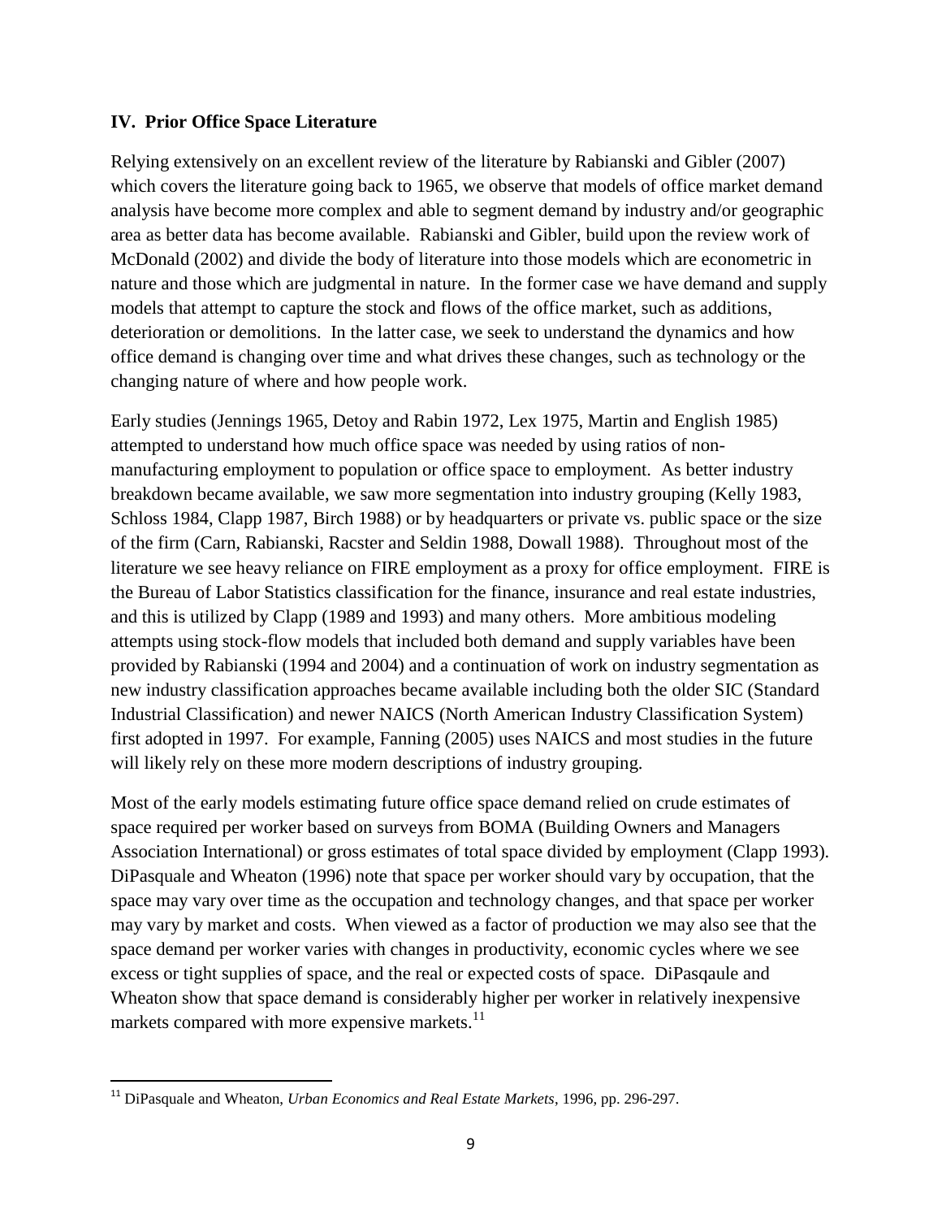## IV. Prior Office Space Literature

Relying extensively on an excellent review of the literature by Rabianski and Gibler (2007) which covers the literature going back to 1965, we observe that models of office market demand analysis have become more complex and able to segment demand by industry and/or geographic area as better data has become available. Rabianski and Gibler, build upon the review work of McDonald (2002) and divide the body of literature into those models which are econometric in nature and those which are judgmental in nature. In the former case we have demand and supply models that attempt to capture the stock and flows of the office market, such as additions, deterioration or demolitions. In the latter case, we seek to understand the dynamics and how office demand is changing over time and what drives these changes, such as technology or the changing nature of where and how people work.

Early studies (Jennings 1965, Detoy and Rabin 1972, Lex 1975, Martin and English 1985) attempted to understand how much office space was needed by using ratios of non-manufacturing employment to population or office space to employment. As better industry breakdown became available, we saw more segmentation into industry grouping (Kelly 1983, Schloss 1984, Clapp 1987, Birch 1988) or by headquarters or private vs. public space or the size of the firm (Carn, Rabianski, Racster and Seldin 1988, Dowall 1988). Throughout most of the literature we see heavy reliance on FIRE employment as a proxy for office employment. FIRE is the Bureau of Labor Statistics classification for the finance, insurance and real estate industries, and this is utilized by Clapp (1989 and 1993) and many others. More ambitious modeling attempts using stock-flow models that included both demand and supply variables have been provided by Rabianski (1994 and 2004) and a continuation of work on industry segmentation as new industry classification approaches became available including both the older SIC (Standard Industrial Classification) and newer NAICS (North American Industry Classification System) first adopted in 1997. For example, Fanning (2005) uses NAICS and most studies in the future will likely rely on these more modern descriptions of industry grouping.

Most of the early models estimating future office space demand relied on crude estimates of space required per worker based on surveys from BOMA (Building Owners and Managers Association International) or gross estimates of total space divided by employment (Clapp 1993). DiPasquale and Wheaton (1996) note that space per worker should vary by occupation, that the space may vary over time as the occupation and technology changes, and that space per worker may vary by market and costs. When viewed as a factor of production we may also see that the space demand per worker varies with changes in productivity, economic cycles where we see excess or tight supplies of space, and the real or expected costs of space. DiPasqaule and Wheaton show that space demand is considerably higher per worker in relatively inexpensive markets compared with more expensive markets.[11]

[11] DiPasquale and Wheaton, *Urban Economics and Real Estate Markets*, 1996, pp. 296-297.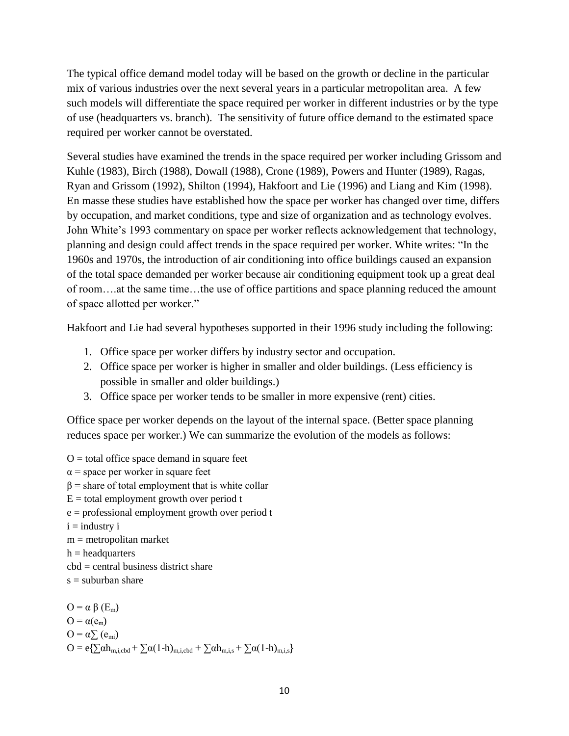The typical office demand model today will be based on the growth or decline in the particular mix of various industries over the next several years in a particular metropolitan area. A few such models will differentiate the space required per worker in different industries or by the type of use (headquarters vs. branch). The sensitivity of future office demand to the estimated space required per worker cannot be overstated.

Several studies have examined the trends in the space required per worker including Grissom and Kuhle (1983), Birch (1988), Dowall (1988), Crone (1989), Powers and Hunter (1989), Ragas, Ryan and Grissom (1992), Shilton (1994), Hakfoort and Lie (1996) and Liang and Kim (1998). En masse these studies have established how the space per worker has changed over time, differs by occupation, and market conditions, type and size of organization and as technology evolves. John White's 1993 commentary on space per worker reflects acknowledgement that technology, planning and design could affect trends in the space required per worker. White writes: "In the 1960s and 1970s, the introduction of air conditioning into office buildings caused an expansion of the total space demanded per worker because air conditioning equipment took up a great deal of room….at the same time…the use of office partitions and space planning reduced the amount of space allotted per worker."

Hakfoort and Lie had several hypotheses supported in their 1996 study including the following:

1. Office space per worker differs by industry sector and occupation.
2. Office space per worker is higher in smaller and older buildings. (Less efficiency is possible in smaller and older buildings.)
3. Office space per worker tends to be smaller in more expensive (rent) cities.

Office space per worker depends on the layout of the internal space. (Better space planning reduces space per worker.) We can summarize the evolution of the models as follows:

$O$ = total office space demand in square feet
$\alpha$ = space per worker in square feet
$\beta$ = share of total employment that is white collar
$E$ = total employment growth over period t
$e$ = professional employment growth over period t
$i$ = industry i
$m$ = metropolitan market
$h$ = headquarters
$cbd$ = central business district share
$s$ = suburban share

$$O = \alpha\, \beta\, (E_m)$$
$$O = \alpha(e_m)$$
$$O = \alpha \sum (e_{mi})$$
$$O = e\{\sum \alpha h_{m,i,cbd} + \sum \alpha(1\text{-}h)_{m,i,cbd} + \sum \alpha h_{m,i,s} + \sum \alpha(1\text{-}h)_{m,i,s}\}$$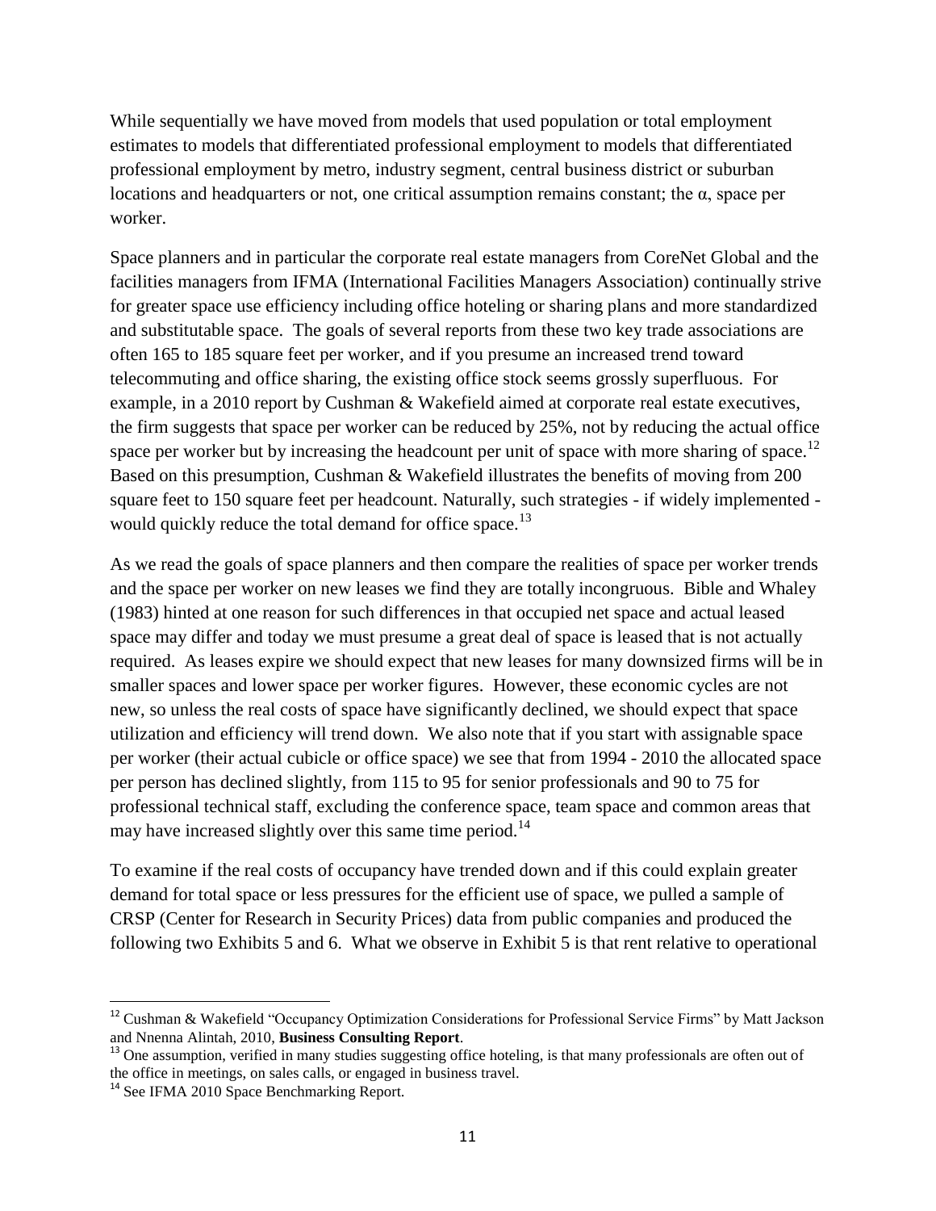While sequentially we have moved from models that used population or total employment estimates to models that differentiated professional employment to models that differentiated professional employment by metro, industry segment, central business district or suburban locations and headquarters or not, one critical assumption remains constant; the $\alpha$, space per worker.

Space planners and in particular the corporate real estate managers from CoreNet Global and the facilities managers from IFMA (International Facilities Managers Association) continually strive for greater space use efficiency including office hoteling or sharing plans and more standardized and substitutable space. The goals of several reports from these two key trade associations are often 165 to 185 square feet per worker, and if you presume an increased trend toward telecommuting and office sharing, the existing office stock seems grossly superfluous. For example, in a 2010 report by Cushman & Wakefield aimed at corporate real estate executives, the firm suggests that space per worker can be reduced by 25%, not by reducing the actual office space per worker but by increasing the headcount per unit of space with more sharing of space.[12] Based on this presumption, Cushman & Wakefield illustrates the benefits of moving from 200 square feet to 150 square feet per headcount. Naturally, such strategies - if widely implemented - would quickly reduce the total demand for office space.[13]

As we read the goals of space planners and then compare the realities of space per worker trends and the space per worker on new leases we find they are totally incongruous. Bible and Whaley (1983) hinted at one reason for such differences in that occupied net space and actual leased space may differ and today we must presume a great deal of space is leased that is not actually required. As leases expire we should expect that new leases for many downsized firms will be in smaller spaces and lower space per worker figures. However, these economic cycles are not new, so unless the real costs of space have significantly declined, we should expect that space utilization and efficiency will trend down. We also note that if you start with assignable space per worker (their actual cubicle or office space) we see that from 1994 - 2010 the allocated space per person has declined slightly, from 115 to 95 for senior professionals and 90 to 75 for professional technical staff, excluding the conference space, team space and common areas that may have increased slightly over this same time period.[14]

To examine if the real costs of occupancy have trended down and if this could explain greater demand for total space or less pressures for the efficient use of space, we pulled a sample of CRSP (Center for Research in Security Prices) data from public companies and produced the following two Exhibits 5 and 6. What we observe in Exhibit 5 is that rent relative to operational

---

[12] Cushman & Wakefield "Occupancy Optimization Considerations for Professional Service Firms" by Matt Jackson and Nnenna Alintah, 2010, **Business Consulting Report**.

[13] One assumption, verified in many studies suggesting office hoteling, is that many professionals are often out of the office in meetings, on sales calls, or engaged in business travel.

[14] See IFMA 2010 Space Benchmarking Report.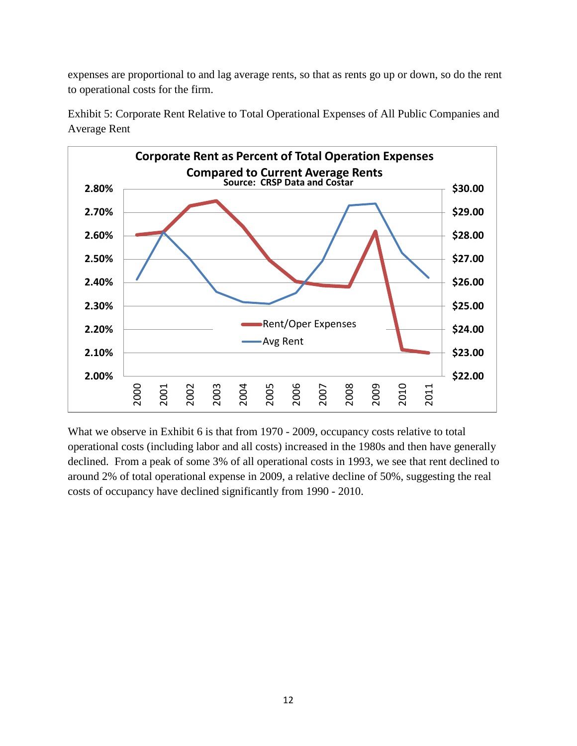expenses are proportional to and lag average rents, so that as rents go up or down, so do the rent to operational costs for the firm.

Exhibit 5: Corporate Rent Relative to Total Operational Expenses of All Public Companies and Average Rent

What we observe in Exhibit 6 is that from 1970 - 2009, occupancy costs relative to total operational costs (including labor and all costs) increased in the 1980s and then have generally declined. From a peak of some 3% of all operational costs in 1993, we see that rent declined to around 2% of total operational expense in 2009, a relative decline of 50%, suggesting the real costs of occupancy have declined significantly from 1990 - 2010.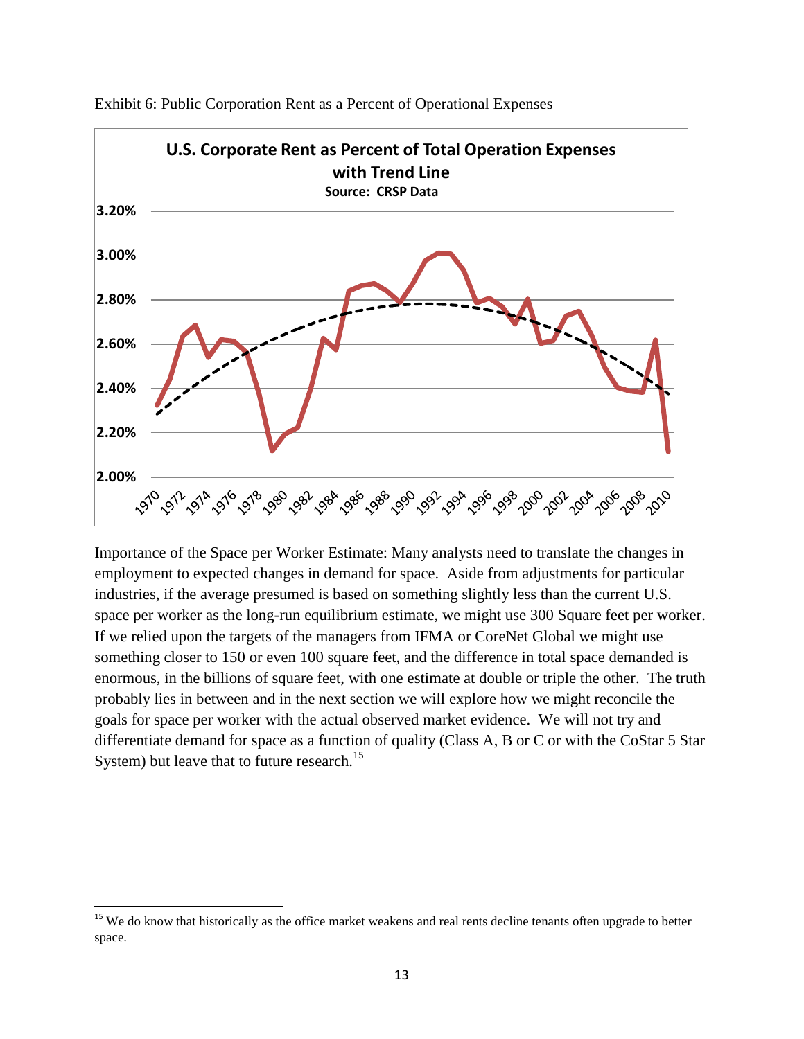Exhibit 6: Public Corporation Rent as a Percent of Operational Expenses

Importance of the Space per Worker Estimate: Many analysts need to translate the changes in employment to expected changes in demand for space. Aside from adjustments for particular industries, if the average presumed is based on something slightly less than the current U.S. space per worker as the long-run equilibrium estimate, we might use 300 Square feet per worker. If we relied upon the targets of the managers from IFMA or CoreNet Global we might use something closer to 150 or even 100 square feet, and the difference in total space demanded is enormous, in the billions of square feet, with one estimate at double or triple the other. The truth probably lies in between and in the next section we will explore how we might reconcile the goals for space per worker with the actual observed market evidence. We will not try and differentiate demand for space as a function of quality (Class A, B or C or with the CoStar 5 Star System) but leave that to future research.[15]

[15] We do know that historically as the office market weakens and real rents decline tenants often upgrade to better space.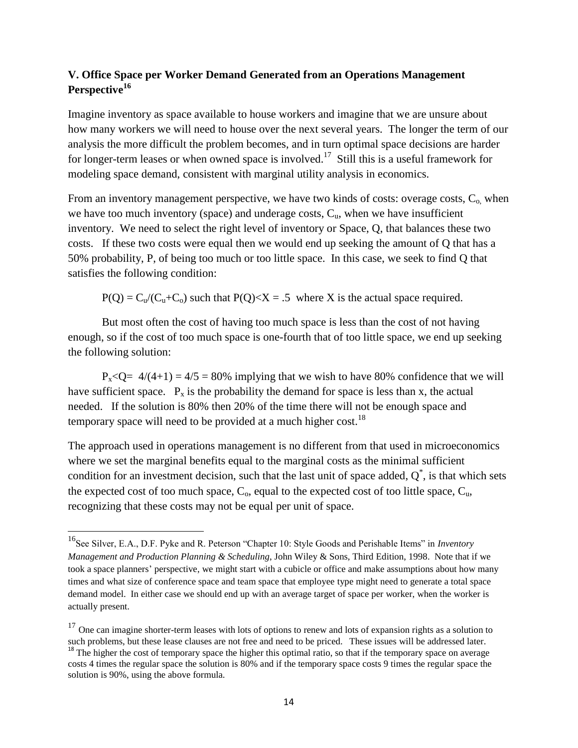## V. Office Space per Worker Demand Generated from an Operations Management Perspective[16]

Imagine inventory as space available to house workers and imagine that we are unsure about how many workers we will need to house over the next several years. The longer the term of our analysis the more difficult the problem becomes, and in turn optimal space decisions are harder for longer-term leases or when owned space is involved.[17] Still this is a useful framework for modeling space demand, consistent with marginal utility analysis in economics.

From an inventory management perspective, we have two kinds of costs: overage costs, $C_o$, when we have too much inventory (space) and underage costs, $C_u$, when we have insufficient inventory. We need to select the right level of inventory or Space, Q, that balances these two costs. If these two costs were equal then we would end up seeking the amount of Q that has a 50% probability, P, of being too much or too little space. In this case, we seek to find Q that satisfies the following condition:

$P(Q) = C_u/(C_u+C_o)$ such that $P(Q)<X = .5$ where X is the actual space required.

But most often the cost of having too much space is less than the cost of not having enough, so if the cost of too much space is one-fourth that of too little space, we end up seeking the following solution:

$P_x<Q= 4/(4+1) = 4/5 = 80\%$ implying that we wish to have 80% confidence that we will have sufficient space. $P_x$ is the probability the demand for space is less than x, the actual needed. If the solution is 80% then 20% of the time there will not be enough space and temporary space will need to be provided at a much higher cost.[18]

The approach used in operations management is no different from that used in microeconomics where we set the marginal benefits equal to the marginal costs as the minimal sufficient condition for an investment decision, such that the last unit of space added, $Q^*$, is that which sets the expected cost of too much space, $C_o$, equal to the expected cost of too little space, $C_u$, recognizing that these costs may not be equal per unit of space.

---

[16] See Silver, E.A., D.F. Pyke and R. Peterson "Chapter 10: Style Goods and Perishable Items" in *Inventory Management and Production Planning & Scheduling*, John Wiley & Sons, Third Edition, 1998. Note that if we took a space planners' perspective, we might start with a cubicle or office and make assumptions about how many times and what size of conference space and team space that employee type might need to generate a total space demand model. In either case we should end up with an average target of space per worker, when the worker is actually present.

[17] One can imagine shorter-term leases with lots of options to renew and lots of expansion rights as a solution to such problems, but these lease clauses are not free and need to be priced. These issues will be addressed later.

[18] The higher the cost of temporary space the higher this optimal ratio, so that if the temporary space on average costs 4 times the regular space the solution is 80% and if the temporary space costs 9 times the regular space the solution is 90%, using the above formula.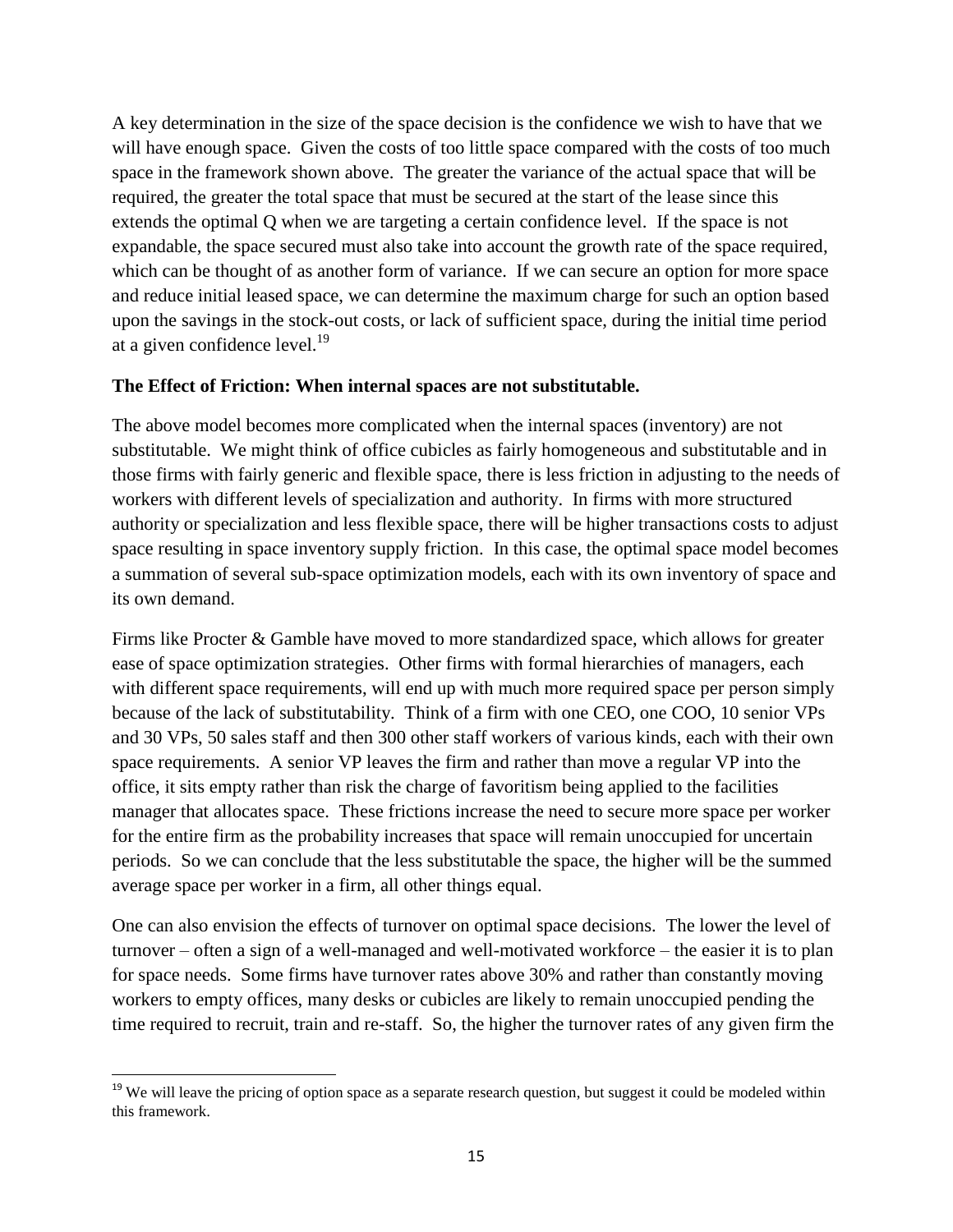A key determination in the size of the space decision is the confidence we wish to have that we will have enough space. Given the costs of too little space compared with the costs of too much space in the framework shown above. The greater the variance of the actual space that will be required, the greater the total space that must be secured at the start of the lease since this extends the optimal Q when we are targeting a certain confidence level. If the space is not expandable, the space secured must also take into account the growth rate of the space required, which can be thought of as another form of variance. If we can secure an option for more space and reduce initial leased space, we can determine the maximum charge for such an option based upon the savings in the stock-out costs, or lack of sufficient space, during the initial time period at a given confidence level.[19]

**The Effect of Friction: When internal spaces are not substitutable.**

The above model becomes more complicated when the internal spaces (inventory) are not substitutable. We might think of office cubicles as fairly homogeneous and substitutable and in those firms with fairly generic and flexible space, there is less friction in adjusting to the needs of workers with different levels of specialization and authority. In firms with more structured authority or specialization and less flexible space, there will be higher transactions costs to adjust space resulting in space inventory supply friction. In this case, the optimal space model becomes a summation of several sub-space optimization models, each with its own inventory of space and its own demand.

Firms like Procter & Gamble have moved to more standardized space, which allows for greater ease of space optimization strategies. Other firms with formal hierarchies of managers, each with different space requirements, will end up with much more required space per person simply because of the lack of substitutability. Think of a firm with one CEO, one COO, 10 senior VPs and 30 VPs, 50 sales staff and then 300 other staff workers of various kinds, each with their own space requirements. A senior VP leaves the firm and rather than move a regular VP into the office, it sits empty rather than risk the charge of favoritism being applied to the facilities manager that allocates space. These frictions increase the need to secure more space per worker for the entire firm as the probability increases that space will remain unoccupied for uncertain periods. So we can conclude that the less substitutable the space, the higher will be the summed average space per worker in a firm, all other things equal.

One can also envision the effects of turnover on optimal space decisions. The lower the level of turnover – often a sign of a well-managed and well-motivated workforce – the easier it is to plan for space needs. Some firms have turnover rates above 30% and rather than constantly moving workers to empty offices, many desks or cubicles are likely to remain unoccupied pending the time required to recruit, train and re-staff. So, the higher the turnover rates of any given firm the

[19] We will leave the pricing of option space as a separate research question, but suggest it could be modeled within this framework.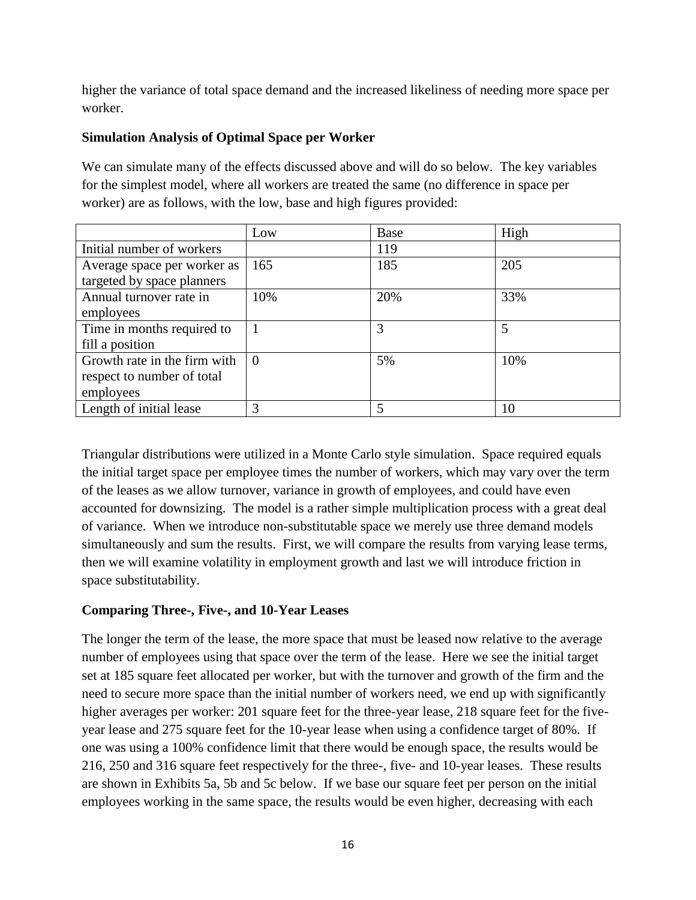higher the variance of total space demand and the increased likeliness of needing more space per worker.

**Simulation Analysis of Optimal Space per Worker**

We can simulate many of the effects discussed above and will do so below. The key variables for the simplest model, where all workers are treated the same (no difference in space per worker) are as follows, with the low, base and high figures provided:

| | Low | Base | High |
|---|---|---|---|
| Initial number of workers | | 119 | |
| Average space per worker as targeted by space planners | 165 | 185 | 205 |
| Annual turnover rate in employees | 10% | 20% | 33% |
| Time in months required to fill a position | 1 | 3 | 5 |
| Growth rate in the firm with respect to number of total employees | 0 | 5% | 10% |
| Length of initial lease | 3 | 5 | 10 |

Triangular distributions were utilized in a Monte Carlo style simulation. Space required equals the initial target space per employee times the number of workers, which may vary over the term of the leases as we allow turnover, variance in growth of employees, and could have even accounted for downsizing. The model is a rather simple multiplication process with a great deal of variance. When we introduce non-substitutable space we merely use three demand models simultaneously and sum the results. First, we will compare the results from varying lease terms, then we will examine volatility in employment growth and last we will introduce friction in space substitutability.

**Comparing Three-, Five-, and 10-Year Leases**

The longer the term of the lease, the more space that must be leased now relative to the average number of employees using that space over the term of the lease. Here we see the initial target set at 185 square feet allocated per worker, but with the turnover and growth of the firm and the need to secure more space than the initial number of workers need, we end up with significantly higher averages per worker: 201 square feet for the three-year lease, 218 square feet for the five-year lease and 275 square feet for the 10-year lease when using a confidence target of 80%. If one was using a 100% confidence limit that there would be enough space, the results would be 216, 250 and 316 square feet respectively for the three-, five- and 10-year leases. These results are shown in Exhibits 5a, 5b and 5c below. If we base our square feet per person on the initial employees working in the same space, the results would be even higher, decreasing with each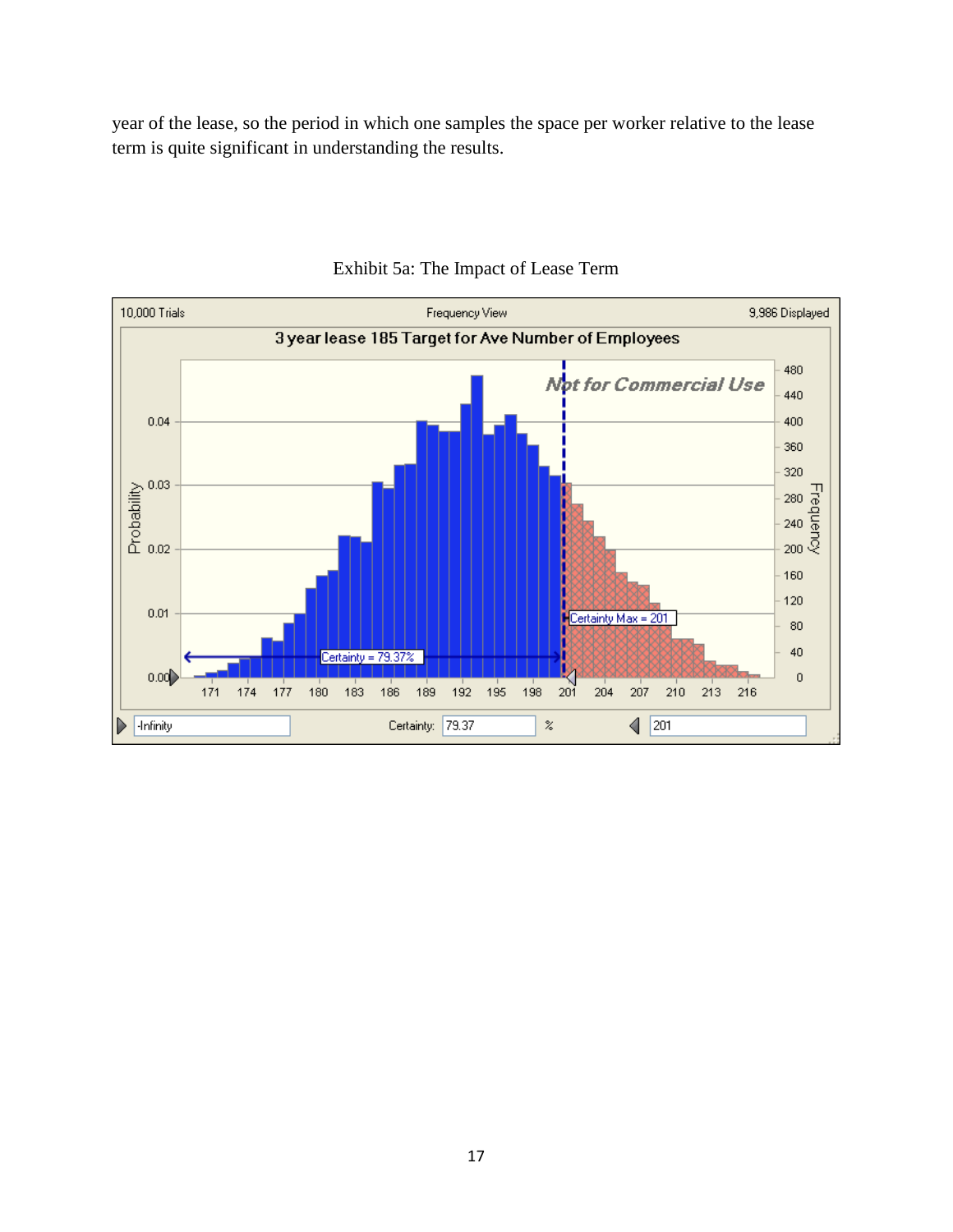year of the lease, so the period in which one samples the space per worker relative to the lease term is quite significant in understanding the results.

Exhibit 5a: The Impact of Lease Term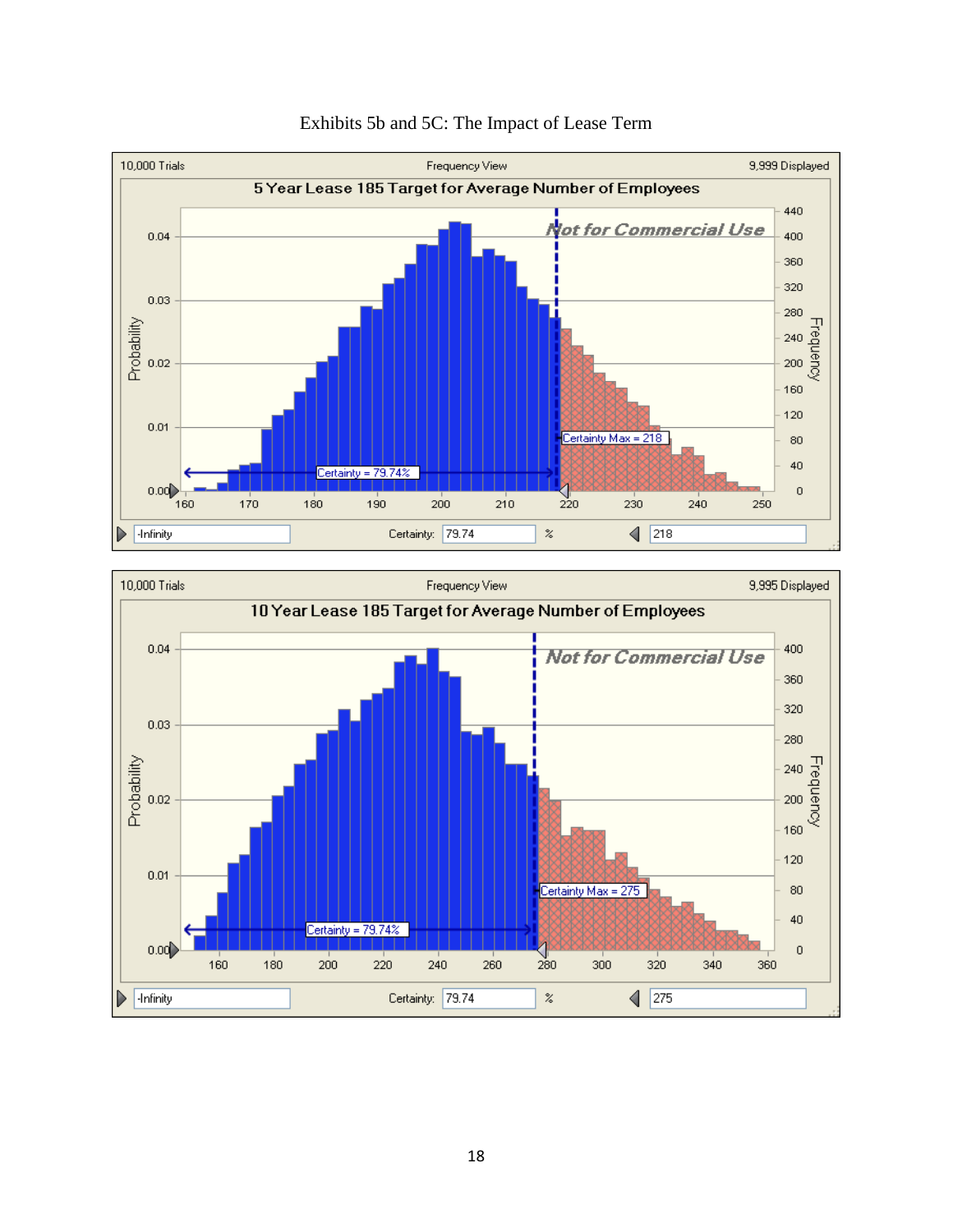Exhibits 5b and 5C: The Impact of Lease Term

10,000 Trials — Frequency View — 9,999 Displayed

**5 Year Lease 185 Target for Average Number of Employees**

Not for Commercial Use

Certainty Max = 218

Certainty = 79.74%

-Infinity — Certainty: 79.74 % — 218

10,000 Trials — Frequency View — 9,995 Displayed

**10 Year Lease 185 Target for Average Number of Employees**

Not for Commercial Use

Certainty Max = 275

Certainty = 79.74%

-Infinity — Certainty: 79.74 % — 275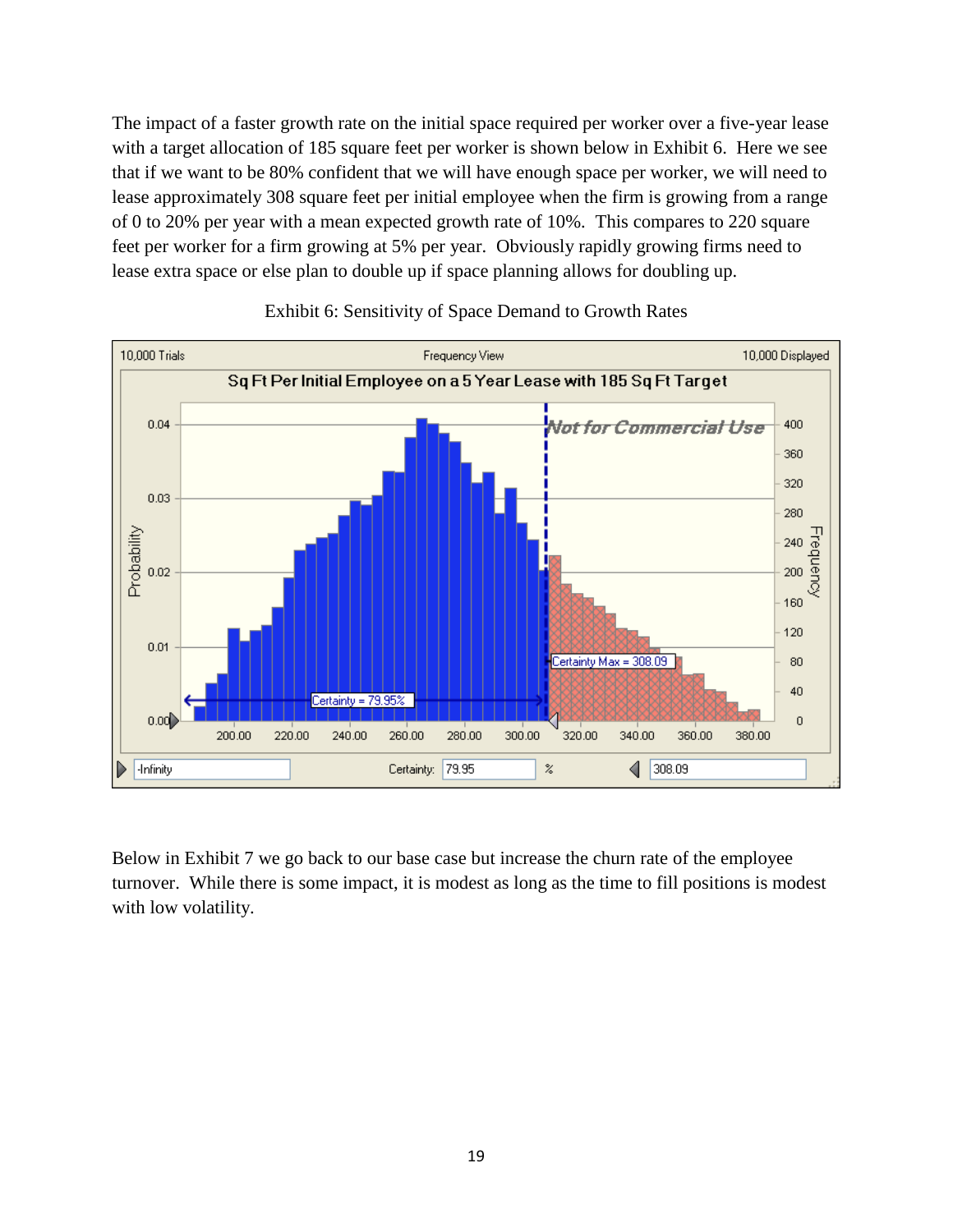The impact of a faster growth rate on the initial space required per worker over a five-year lease with a target allocation of 185 square feet per worker is shown below in Exhibit 6. Here we see that if we want to be 80% confident that we will have enough space per worker, we will need to lease approximately 308 square feet per initial employee when the firm is growing from a range of 0 to 20% per year with a mean expected growth rate of 10%. This compares to 220 square feet per worker for a firm growing at 5% per year. Obviously rapidly growing firms need to lease extra space or else plan to double up if space planning allows for doubling up.

Exhibit 6: Sensitivity of Space Demand to Growth Rates

Below in Exhibit 7 we go back to our base case but increase the churn rate of the employee turnover. While there is some impact, it is modest as long as the time to fill positions is modest with low volatility.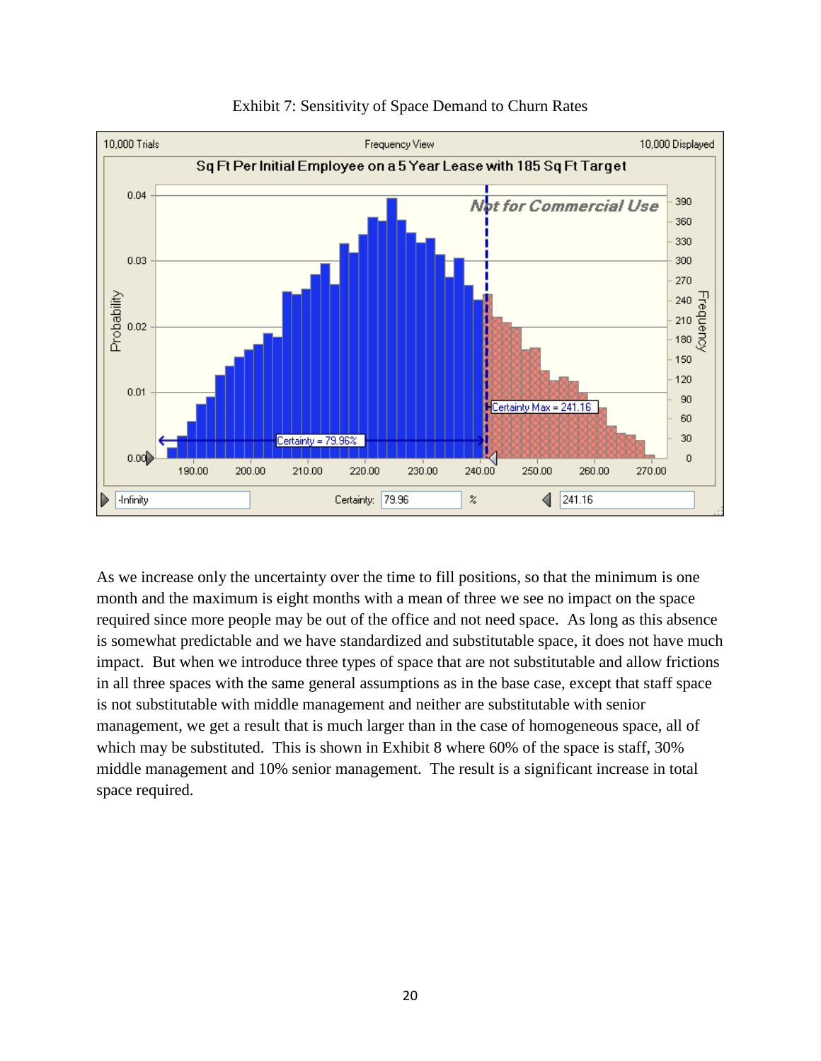Exhibit 7: Sensitivity of Space Demand to Churn Rates

As we increase only the uncertainty over the time to fill positions, so that the minimum is one month and the maximum is eight months with a mean of three we see no impact on the space required since more people may be out of the office and not need space. As long as this absence is somewhat predictable and we have standardized and substitutable space, it does not have much impact. But when we introduce three types of space that are not substitutable and allow frictions in all three spaces with the same general assumptions as in the base case, except that staff space is not substitutable with middle management and neither are substitutable with senior management, we get a result that is much larger than in the case of homogeneous space, all of which may be substituted. This is shown in Exhibit 8 where 60% of the space is staff, 30% middle management and 10% senior management. The result is a significant increase in total space required.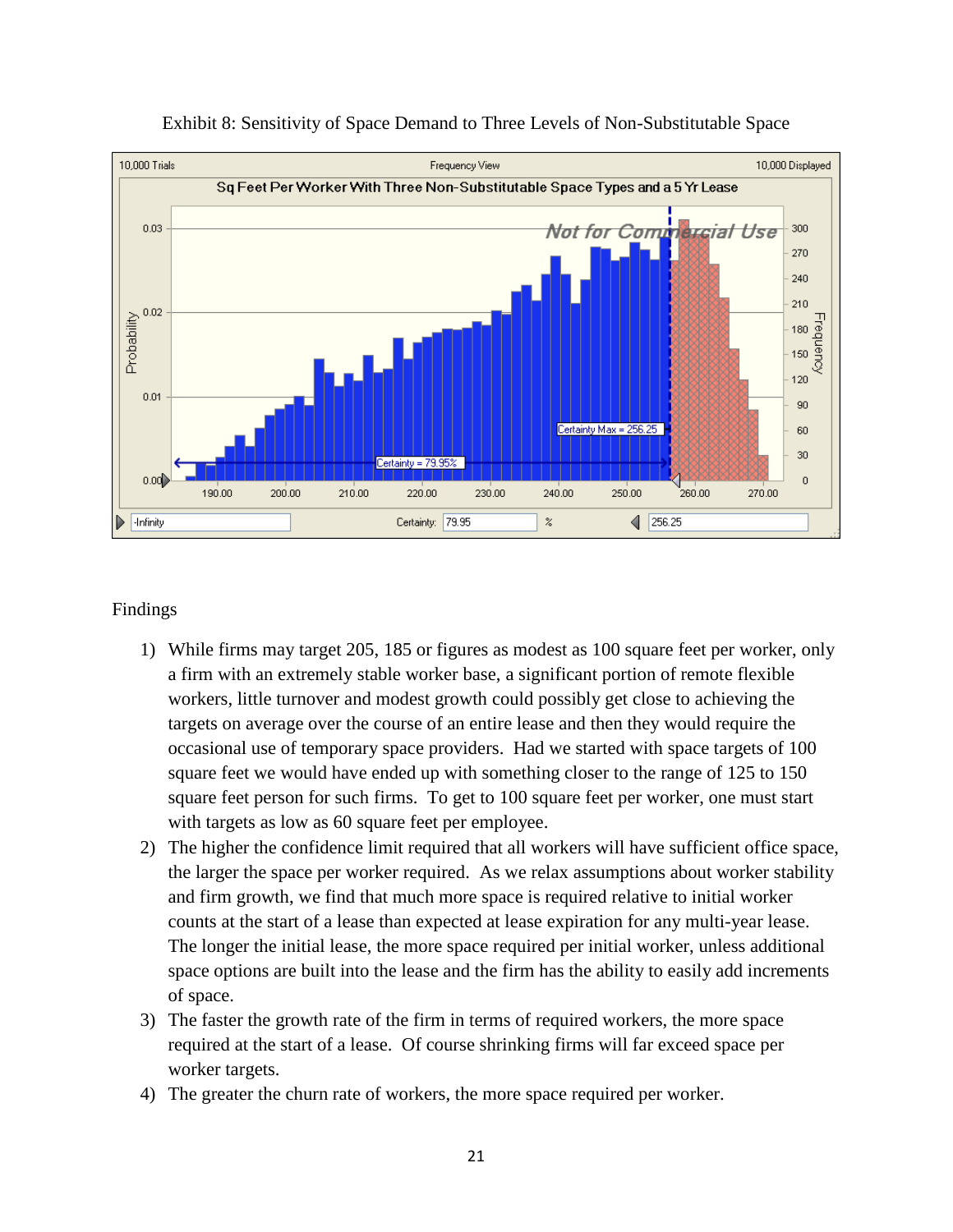Exhibit 8: Sensitivity of Space Demand to Three Levels of Non-Substitutable Space

Findings

1) While firms may target 205, 185 or figures as modest as 100 square feet per worker, only a firm with an extremely stable worker base, a significant portion of remote flexible workers, little turnover and modest growth could possibly get close to achieving the targets on average over the course of an entire lease and then they would require the occasional use of temporary space providers. Had we started with space targets of 100 square feet we would have ended up with something closer to the range of 125 to 150 square feet person for such firms. To get to 100 square feet per worker, one must start with targets as low as 60 square feet per employee.
2) The higher the confidence limit required that all workers will have sufficient office space, the larger the space per worker required. As we relax assumptions about worker stability and firm growth, we find that much more space is required relative to initial worker counts at the start of a lease than expected at lease expiration for any multi-year lease. The longer the initial lease, the more space required per initial worker, unless additional space options are built into the lease and the firm has the ability to easily add increments of space.
3) The faster the growth rate of the firm in terms of required workers, the more space required at the start of a lease. Of course shrinking firms will far exceed space per worker targets.
4) The greater the churn rate of workers, the more space required per worker.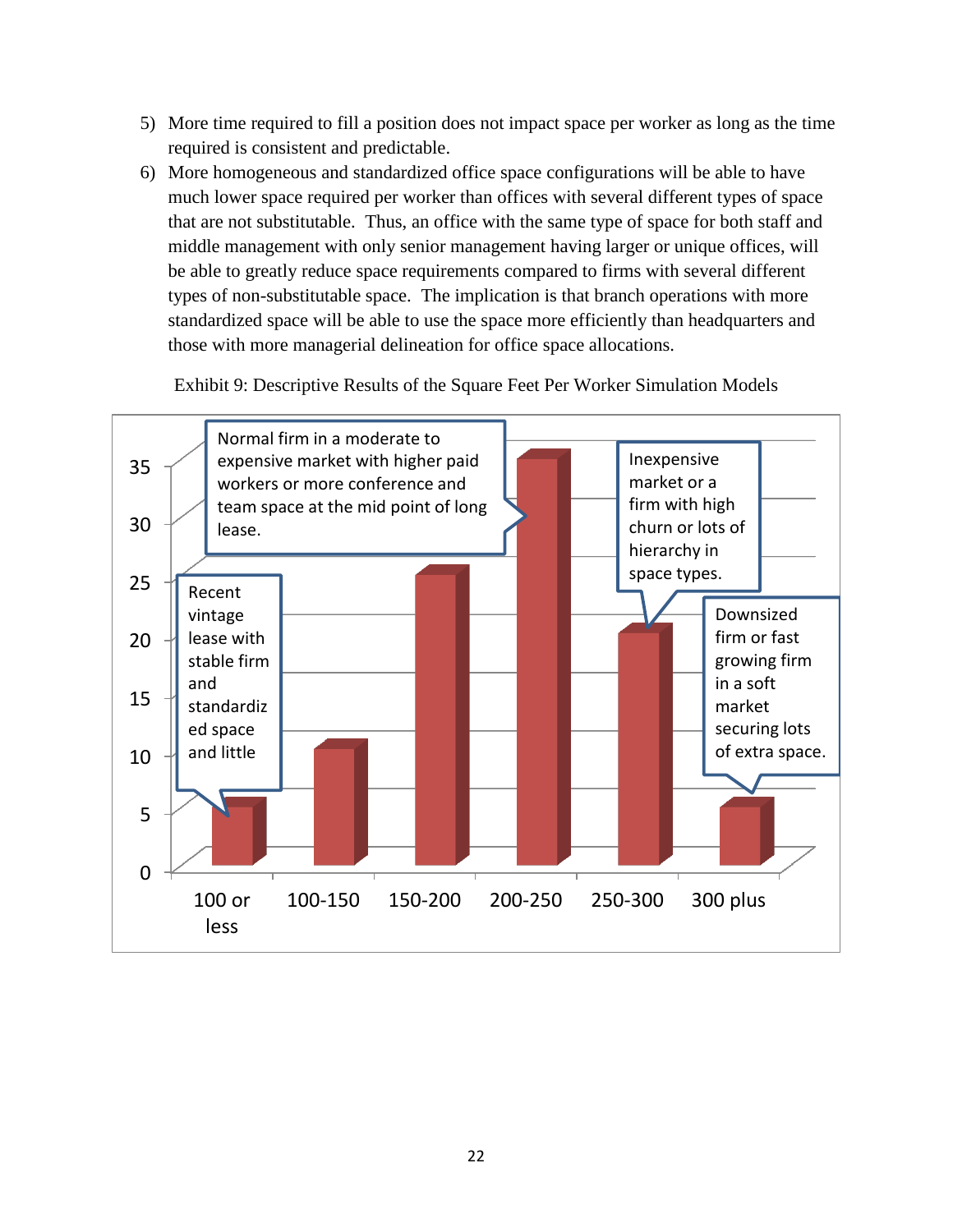5) More time required to fill a position does not impact space per worker as long as the time required is consistent and predictable.
6) More homogeneous and standardized office space configurations will be able to have much lower space required per worker than offices with several different types of space that are not substitutable. Thus, an office with the same type of space for both staff and middle management with only senior management having larger or unique offices, will be able to greatly reduce space requirements compared to firms with several different types of non-substitutable space. The implication is that branch operations with more standardized space will be able to use the space more efficiently than headquarters and those with more managerial delineation for office space allocations.

Exhibit 9: Descriptive Results of the Square Feet Per Worker Simulation Models

| Square feet per worker | Value |
|---|---|
| 100 or less | 5 |
| 100-150 | 10 |
| 150-200 | 25 |
| 200-250 | 35 |
| 250-300 | 20 |
| 300 plus | 5 |

Recent vintage lease with stable firm and standardized space and little

Normal firm in a moderate to expensive market with higher paid workers or more conference and team space at the mid point of long lease.

Inexpensive market or a firm with high churn or lots of hierarchy in space types.

Downsized firm or fast growing firm in a soft market securing lots of extra space.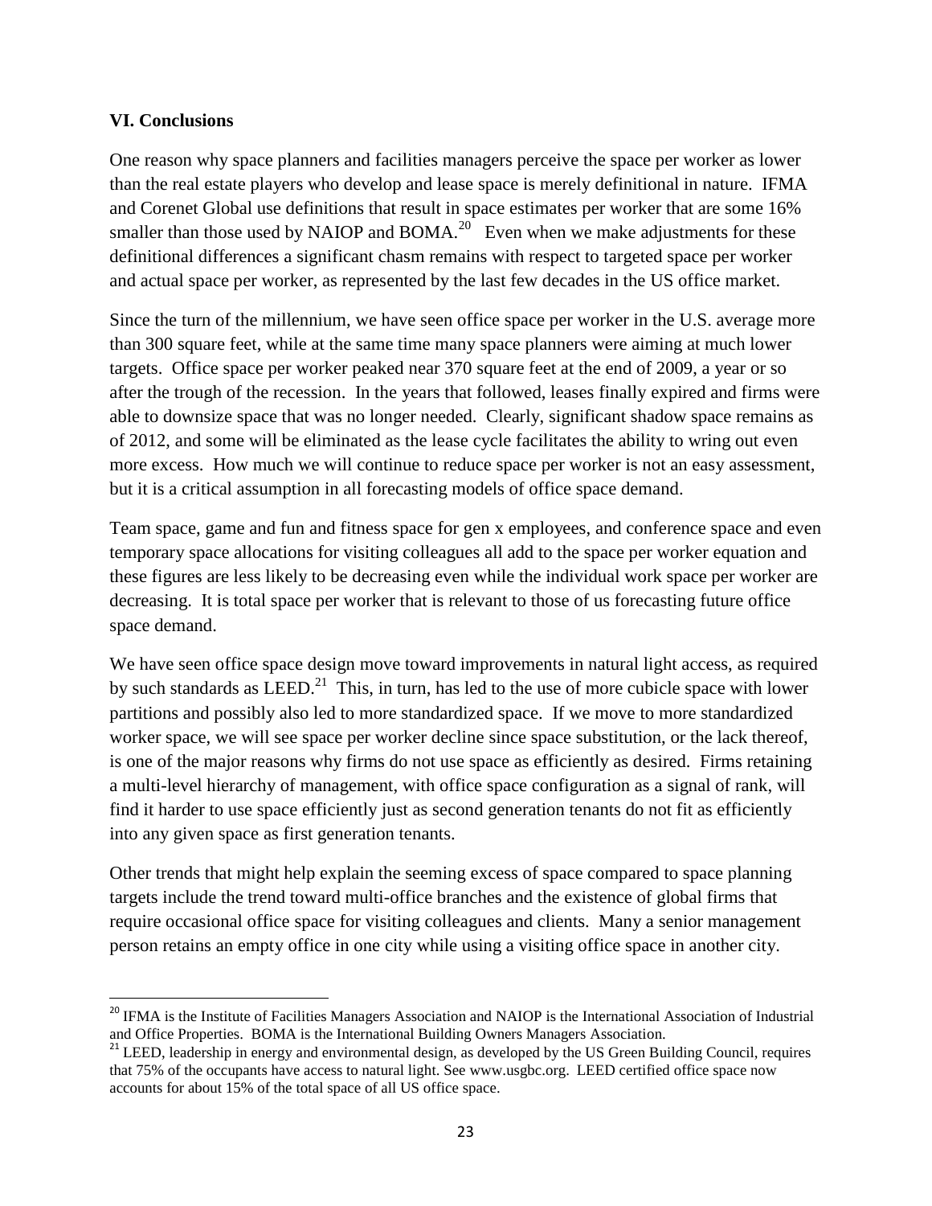## VI. Conclusions

One reason why space planners and facilities managers perceive the space per worker as lower than the real estate players who develop and lease space is merely definitional in nature. IFMA and Corenet Global use definitions that result in space estimates per worker that are some 16% smaller than those used by NAIOP and BOMA.[20] Even when we make adjustments for these definitional differences a significant chasm remains with respect to targeted space per worker and actual space per worker, as represented by the last few decades in the US office market.

Since the turn of the millennium, we have seen office space per worker in the U.S. average more than 300 square feet, while at the same time many space planners were aiming at much lower targets. Office space per worker peaked near 370 square feet at the end of 2009, a year or so after the trough of the recession. In the years that followed, leases finally expired and firms were able to downsize space that was no longer needed. Clearly, significant shadow space remains as of 2012, and some will be eliminated as the lease cycle facilitates the ability to wring out even more excess. How much we will continue to reduce space per worker is not an easy assessment, but it is a critical assumption in all forecasting models of office space demand.

Team space, game and fun and fitness space for gen x employees, and conference space and even temporary space allocations for visiting colleagues all add to the space per worker equation and these figures are less likely to be decreasing even while the individual work space per worker are decreasing. It is total space per worker that is relevant to those of us forecasting future office space demand.

We have seen office space design move toward improvements in natural light access, as required by such standards as LEED.[21] This, in turn, has led to the use of more cubicle space with lower partitions and possibly also led to more standardized space. If we move to more standardized worker space, we will see space per worker decline since space substitution, or the lack thereof, is one of the major reasons why firms do not use space as efficiently as desired. Firms retaining a multi-level hierarchy of management, with office space configuration as a signal of rank, will find it harder to use space efficiently just as second generation tenants do not fit as efficiently into any given space as first generation tenants.

Other trends that might help explain the seeming excess of space compared to space planning targets include the trend toward multi-office branches and the existence of global firms that require occasional office space for visiting colleagues and clients. Many a senior management person retains an empty office in one city while using a visiting office space in another city.

---

[20] IFMA is the Institute of Facilities Managers Association and NAIOP is the International Association of Industrial and Office Properties. BOMA is the International Building Owners Managers Association.

[21] LEED, leadership in energy and environmental design, as developed by the US Green Building Council, requires that 75% of the occupants have access to natural light. See www.usgbc.org. LEED certified office space now accounts for about 15% of the total space of all US office space.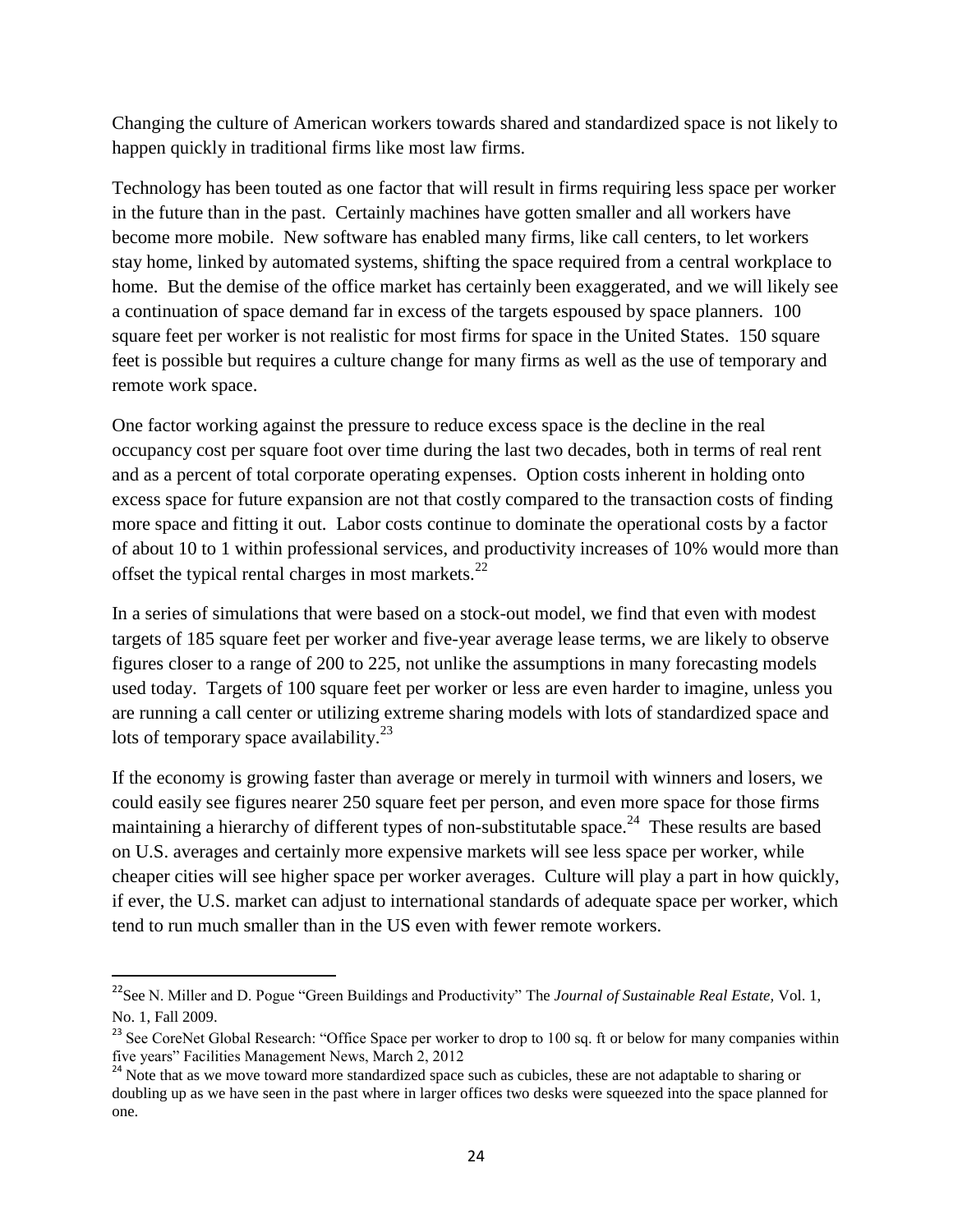Changing the culture of American workers towards shared and standardized space is not likely to happen quickly in traditional firms like most law firms.

Technology has been touted as one factor that will result in firms requiring less space per worker in the future than in the past. Certainly machines have gotten smaller and all workers have become more mobile. New software has enabled many firms, like call centers, to let workers stay home, linked by automated systems, shifting the space required from a central workplace to home. But the demise of the office market has certainly been exaggerated, and we will likely see a continuation of space demand far in excess of the targets espoused by space planners. 100 square feet per worker is not realistic for most firms for space in the United States. 150 square feet is possible but requires a culture change for many firms as well as the use of temporary and remote work space.

One factor working against the pressure to reduce excess space is the decline in the real occupancy cost per square foot over time during the last two decades, both in terms of real rent and as a percent of total corporate operating expenses. Option costs inherent in holding onto excess space for future expansion are not that costly compared to the transaction costs of finding more space and fitting it out. Labor costs continue to dominate the operational costs by a factor of about 10 to 1 within professional services, and productivity increases of 10% would more than offset the typical rental charges in most markets.[22]

In a series of simulations that were based on a stock-out model, we find that even with modest targets of 185 square feet per worker and five-year average lease terms, we are likely to observe figures closer to a range of 200 to 225, not unlike the assumptions in many forecasting models used today. Targets of 100 square feet per worker or less are even harder to imagine, unless you are running a call center or utilizing extreme sharing models with lots of standardized space and lots of temporary space availability.[23]

If the economy is growing faster than average or merely in turmoil with winners and losers, we could easily see figures nearer 250 square feet per person, and even more space for those firms maintaining a hierarchy of different types of non-substitutable space.[24] These results are based on U.S. averages and certainly more expensive markets will see less space per worker, while cheaper cities will see higher space per worker averages. Culture will play a part in how quickly, if ever, the U.S. market can adjust to international standards of adequate space per worker, which tend to run much smaller than in the US even with fewer remote workers.

---

[22] See N. Miller and D. Pogue "Green Buildings and Productivity" The *Journal of Sustainable Real Estate*, Vol. 1, No. 1, Fall 2009.

[23] See CoreNet Global Research: "Office Space per worker to drop to 100 sq. ft or below for many companies within five years" Facilities Management News, March 2, 2012

[24] Note that as we move toward more standardized space such as cubicles, these are not adaptable to sharing or doubling up as we have seen in the past where in larger offices two desks were squeezed into the space planned for one.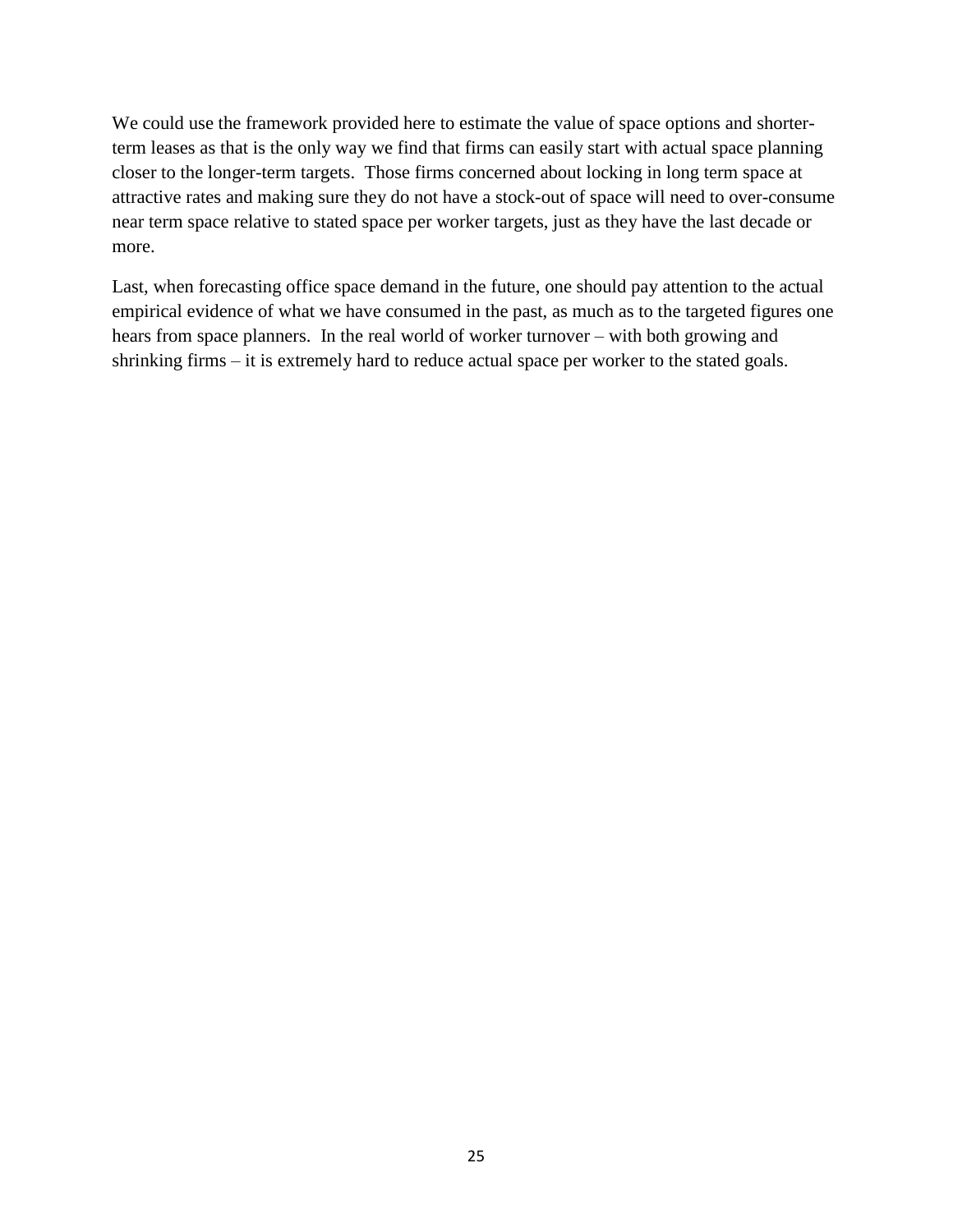We could use the framework provided here to estimate the value of space options and shorter-term leases as that is the only way we find that firms can easily start with actual space planning closer to the longer-term targets. Those firms concerned about locking in long term space at attractive rates and making sure they do not have a stock-out of space will need to over-consume near term space relative to stated space per worker targets, just as they have the last decade or more.

Last, when forecasting office space demand in the future, one should pay attention to the actual empirical evidence of what we have consumed in the past, as much as to the targeted figures one hears from space planners. In the real world of worker turnover – with both growing and shrinking firms – it is extremely hard to reduce actual space per worker to the stated goals.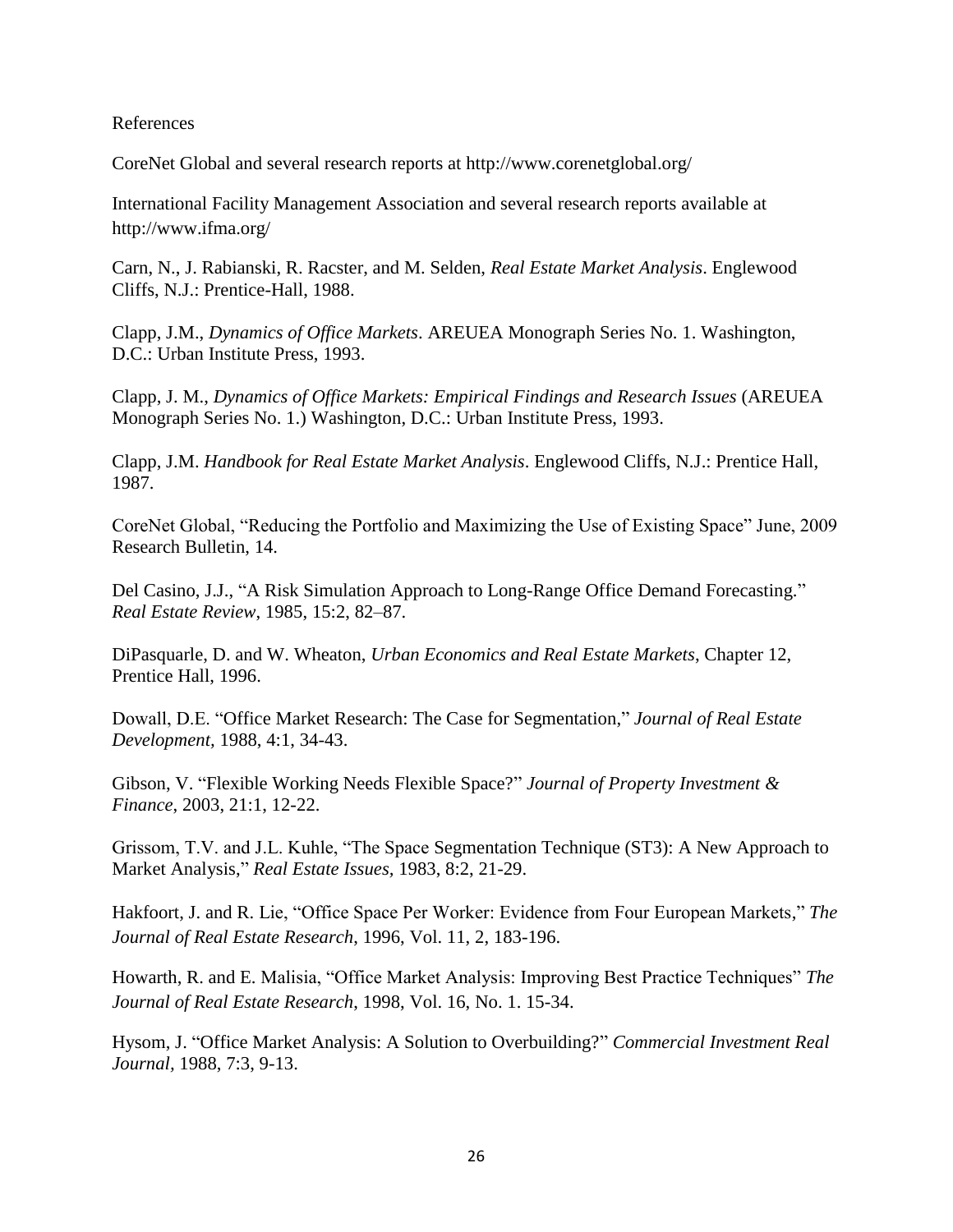References

CoreNet Global and several research reports at http://www.corenetglobal.org/

International Facility Management Association and several research reports available at http://www.ifma.org/

Carn, N., J. Rabianski, R. Racster, and M. Selden, *Real Estate Market Analysis*. Englewood Cliffs, N.J.: Prentice-Hall, 1988.

Clapp, J.M., *Dynamics of Office Markets*. AREUEA Monograph Series No. 1. Washington, D.C.: Urban Institute Press, 1993.

Clapp, J. M., *Dynamics of Office Markets: Empirical Findings and Research Issues* (AREUEA Monograph Series No. 1.) Washington, D.C.: Urban Institute Press, 1993.

Clapp, J.M. *Handbook for Real Estate Market Analysis*. Englewood Cliffs, N.J.: Prentice Hall, 1987.

CoreNet Global, "Reducing the Portfolio and Maximizing the Use of Existing Space" June, 2009 Research Bulletin, 14.

Del Casino, J.J., "A Risk Simulation Approach to Long-Range Office Demand Forecasting." *Real Estate Review*, 1985, 15:2, 82–87.

DiPasquarle, D. and W. Wheaton, *Urban Economics and Real Estate Markets*, Chapter 12, Prentice Hall, 1996.

Dowall, D.E. "Office Market Research: The Case for Segmentation," *Journal of Real Estate Development*, 1988, 4:1, 34-43.

Gibson, V. "Flexible Working Needs Flexible Space?" *Journal of Property Investment & Finance*, 2003, 21:1, 12-22.

Grissom, T.V. and J.L. Kuhle, "The Space Segmentation Technique (ST3): A New Approach to Market Analysis," *Real Estate Issues*, 1983, 8:2, 21-29.

Hakfoort, J. and R. Lie, "Office Space Per Worker: Evidence from Four European Markets," *The Journal of Real Estate Research*, 1996, Vol. 11, 2, 183-196.

Howarth, R. and E. Malisia, "Office Market Analysis: Improving Best Practice Techniques" *The Journal of Real Estate Research*, 1998, Vol. 16, No. 1. 15-34.

Hysom, J. "Office Market Analysis: A Solution to Overbuilding?" *Commercial Investment Real Journal*, 1988, 7:3, 9-13.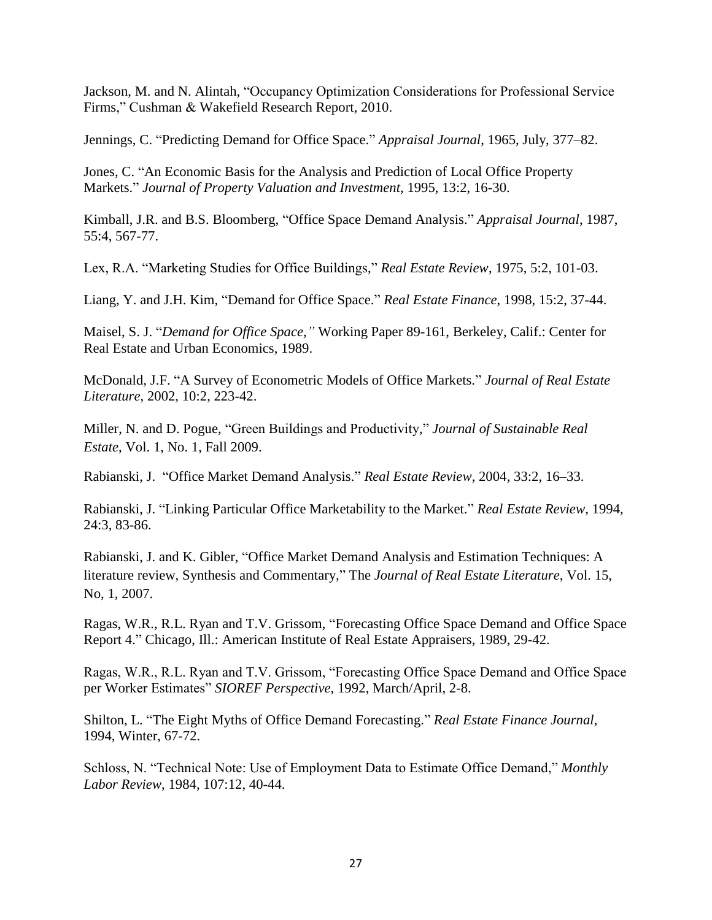Jackson, M. and N. Alintah, "Occupancy Optimization Considerations for Professional Service Firms," Cushman & Wakefield Research Report, 2010.

Jennings, C. "Predicting Demand for Office Space." *Appraisal Journal*, 1965, July, 377–82.

Jones, C. "An Economic Basis for the Analysis and Prediction of Local Office Property Markets." *Journal of Property Valuation and Investment*, 1995, 13:2, 16-30.

Kimball, J.R. and B.S. Bloomberg, "Office Space Demand Analysis." *Appraisal Journal*, 1987, 55:4, 567-77.

Lex, R.A. "Marketing Studies for Office Buildings," *Real Estate Review*, 1975, 5:2, 101-03.

Liang, Y. and J.H. Kim, "Demand for Office Space." *Real Estate Finance*, 1998, 15:2, 37-44.

Maisel, S. J. "*Demand for Office Space,"* Working Paper 89-161, Berkeley, Calif.: Center for Real Estate and Urban Economics, 1989.

McDonald, J.F. "A Survey of Econometric Models of Office Markets." *Journal of Real Estate Literature*, 2002, 10:2, 223-42.

Miller, N. and D. Pogue, "Green Buildings and Productivity," *Journal of Sustainable Real Estate*, Vol. 1, No. 1, Fall 2009.

Rabianski, J. "Office Market Demand Analysis." *Real Estate Review*, 2004, 33:2, 16–33.

Rabianski, J. "Linking Particular Office Marketability to the Market." *Real Estate Review*, 1994, 24:3, 83-86.

Rabianski, J. and K. Gibler, "Office Market Demand Analysis and Estimation Techniques: A literature review, Synthesis and Commentary," The *Journal of Real Estate Literature*, Vol. 15, No, 1, 2007.

Ragas, W.R., R.L. Ryan and T.V. Grissom, "Forecasting Office Space Demand and Office Space Report 4." Chicago, Ill.: American Institute of Real Estate Appraisers, 1989, 29-42.

Ragas, W.R., R.L. Ryan and T.V. Grissom, "Forecasting Office Space Demand and Office Space per Worker Estimates" *SIOREF Perspective*, 1992, March/April, 2-8.

Shilton, L. "The Eight Myths of Office Demand Forecasting." *Real Estate Finance Journal*, 1994, Winter, 67-72.

Schloss, N. "Technical Note: Use of Employment Data to Estimate Office Demand," *Monthly Labor Review*, 1984, 107:12, 40-44.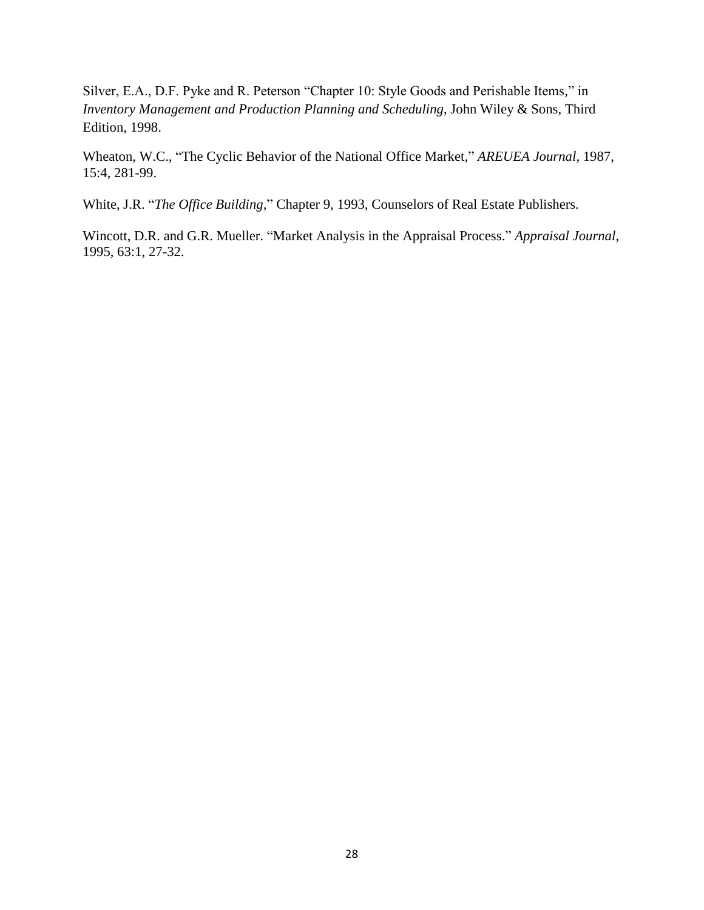Silver, E.A., D.F. Pyke and R. Peterson "Chapter 10: Style Goods and Perishable Items," in *Inventory Management and Production Planning and Scheduling*, John Wiley & Sons, Third Edition, 1998.

Wheaton, W.C., "The Cyclic Behavior of the National Office Market," *AREUEA Journal*, 1987, 15:4, 281-99.

White, J.R. "*The Office Building*," Chapter 9, 1993, Counselors of Real Estate Publishers.

Wincott, D.R. and G.R. Mueller. "Market Analysis in the Appraisal Process." *Appraisal Journal*, 1995, 63:1, 27-32.